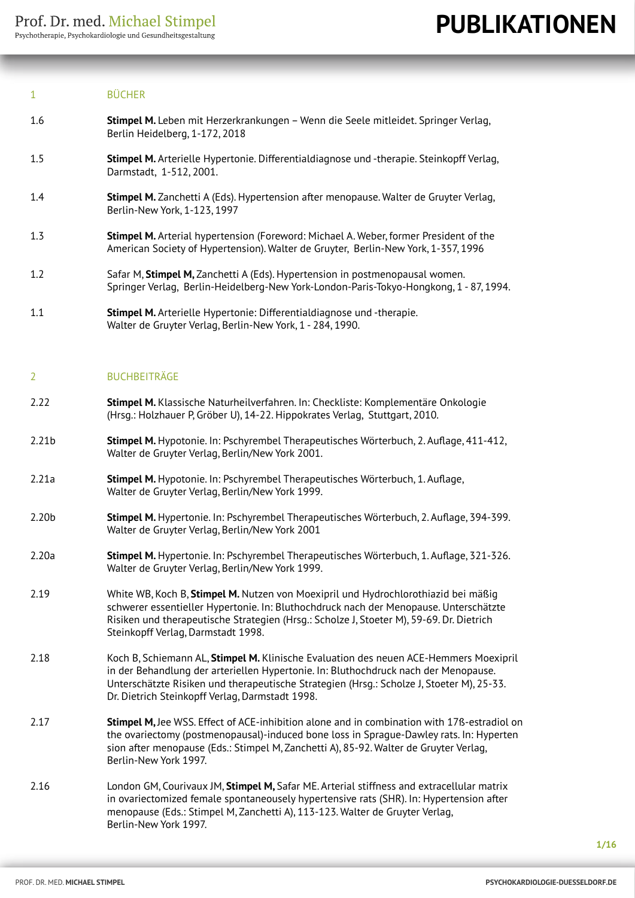# PUBLIKATIONEN

## 1 BÜCHER

1.6 **Stimpel M.** Leben mit Herzerkrankungen – Wenn die Seele mitleidet. Springer Verlag, Berlin Heidelberg, 1-172, 2018

1.5 **Stimpel M.** Arterielle Hypertonie. Differentialdiagnose und -therapie. Steinkopff Verlag, Darmstadt, 1-512, 2001.

1.4 **Stimpel M.** Zanchetti A (Eds). Hypertension after menopause. Walter de Gruyter Verlag, Berlin-New York, 1-123, 1997

1.3 **Stimpel M.** Arterial hypertension (Foreword: Michael A. Weber, former President of the American Society of Hypertension). Walter de Gruyter, Berlin-New York, 1-357, 1996

1.2 Safar M, **Stimpel M,** Zanchetti A (Eds). Hypertension in postmenopausal women. Springer Verlag, Berlin-Heidelberg-New York-London-Paris-Tokyo-Hongkong, 1 - 87, 1994.

1.1 **Stimpel M.** Arterielle Hypertonie: Differentialdiagnose und -therapie. Walter de Gruyter Verlag, Berlin-New York, 1 - 284, 1990.

## 2 BUCHBEITRÄGE

2.22 **Stimpel M.** Klassische Naturheilverfahren. In: Checkliste: Komplementäre Onkologie (Hrsg.: Holzhauer P, Gröber U), 14-22. Hippokrates Verlag, Stuttgart, 2010.

2.21b **Stimpel M.** Hypotonie. In: Pschyrembel Therapeutisches Wörterbuch, 2. Auflage, 411-412, Walter de Gruyter Verlag, Berlin/New York 2001.

2.21a **Stimpel M.** Hypotonie. In: Pschyrembel Therapeutisches Wörterbuch, 1. Auflage, Walter de Gruyter Verlag, Berlin/New York 1999.

2.20b **Stimpel M.** Hypertonie. In: Pschyrembel Therapeutisches Wörterbuch, 2. Auflage, 394-399. Walter de Gruyter Verlag, Berlin/New York 2001

2.20a **Stimpel M.** Hypertonie. In: Pschyrembel Therapeutisches Wörterbuch, 1. Auflage, 321-326. Walter de Gruyter Verlag, Berlin/New York 1999.

2.19 White WB, Koch B, **Stimpel M.** Nutzen von Moexipril und Hydrochlorothiazid bei mäßig schwerer essentieller Hypertonie. In: Bluthochdruck nach der Menopause. Unterschätzte Risiken und therapeutische Strategien (Hrsg.: Scholze J, Stoeter M), 59-69. Dr. Dietrich Steinkopff Verlag, Darmstadt 1998.

2.18 Koch B, Schiemann AL, **Stimpel M.** Klinische Evaluation des neuen ACE-Hemmers Moexipril in der Behandlung der arteriellen Hypertonie. In: Bluthochdruck nach der Menopause. Unterschätzte Risiken und therapeutische Strategien (Hrsg.: Scholze J, Stoeter M), 25-33. Dr. Dietrich Steinkopff Verlag, Darmstadt 1998.

2.17 **Stimpel M,** Jee WSS. Effect of ACE-inhibition alone and in combination with 17ß-estradiol on the ovariectomy (postmenopausal)-induced bone loss in Sprague-Dawley rats. In: Hyperten sion after menopause (Eds.: Stimpel M, Zanchetti A), 85-92. Walter de Gruyter Verlag, Berlin-New York 1997.

2.16 London GM, Courivaux JM, **Stimpel M,** Safar ME. Arterial stiffness and extracellular matrix in ovariectomized female spontaneously hypertensive rats (SHR). In: Hypertension after menopause (Eds.: Stimpel M, Zanchetti A), 113-123. Walter de Gruyter Verlag, Berlin-New York 1997.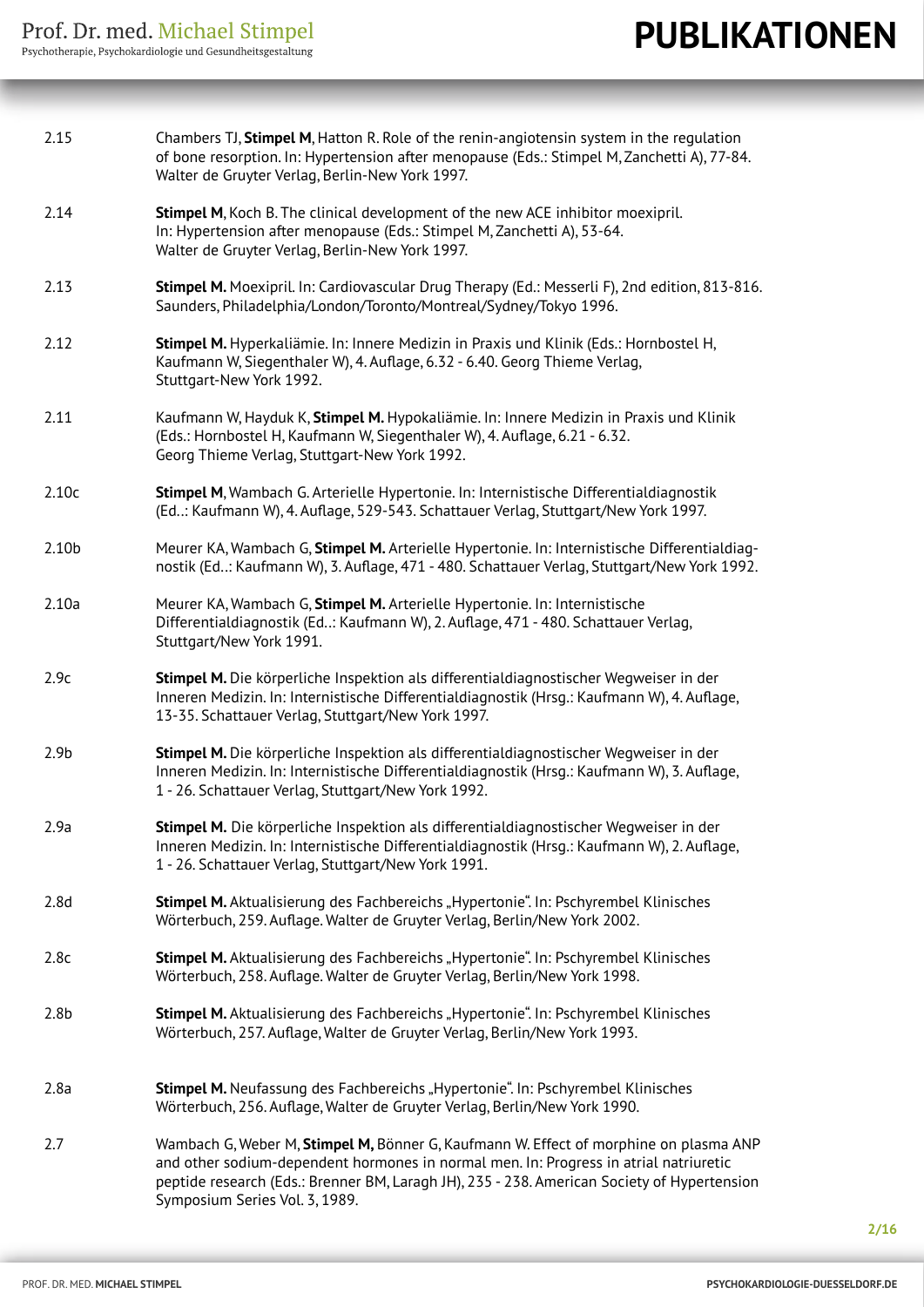2.15 Chambers TJ, **Stimpel M**, Hatton R. Role of the renin-angiotensin system in the regulation of bone resorption. In: Hypertension after menopause (Eds.: Stimpel M, Zanchetti A), 77-84. Walter de Gruyter Verlag, Berlin-New York 1997.

2.14 **Stimpel M**, Koch B. The clinical development of the new ACE inhibitor moexipril. In: Hypertension after menopause (Eds.: Stimpel M, Zanchetti A), 53-64. Walter de Gruyter Verlag, Berlin-New York 1997.

2.13 **Stimpel M.** Moexipril. In: Cardiovascular Drug Therapy (Ed.: Messerli F), 2nd edition, 813-816. Saunders, Philadelphia/London/Toronto/Montreal/Sydney/Tokyo 1996.

2.12 **Stimpel M.** Hyperkaliämie. In: Innere Medizin in Praxis und Klinik (Eds.: Hornbostel H, Kaufmann W, Siegenthaler W), 4. Auflage, 6.32 - 6.40. Georg Thieme Verlag, Stuttgart-New York 1992.

2.11 Kaufmann W, Hayduk K, **Stimpel M.** Hypokaliämie. In: Innere Medizin in Praxis und Klinik (Eds.: Hornbostel H, Kaufmann W, Siegenthaler W), 4. Auflage, 6.21 - 6.32. Georg Thieme Verlag, Stuttgart-New York 1992.

2.10c **Stimpel M**, Wambach G. Arterielle Hypertonie. In: Internistische Differentialdiagnostik (Ed..: Kaufmann W), 4. Auflage, 529-543. Schattauer Verlag, Stuttgart/New York 1997.

2.10b Meurer KA, Wambach G, **Stimpel M.** Arterielle Hypertonie. In: Internistische Differentialdiagnostik (Ed..: Kaufmann W), 3. Auflage, 471 - 480. Schattauer Verlag, Stuttgart/New York 1992.

2.10a Meurer KA, Wambach G, **Stimpel M.** Arterielle Hypertonie. In: Internistische Differentialdiagnostik (Ed..: Kaufmann W), 2. Auflage, 471 - 480. Schattauer Verlag, Stuttgart/New York 1991.

2.9c **Stimpel M.** Die körperliche Inspektion als differentialdiagnostischer Wegweiser in der Inneren Medizin. In: Internistische Differentialdiagnostik (Hrsg.: Kaufmann W), 4. Auflage, 13-35. Schattauer Verlag, Stuttgart/New York 1997.

2.9b **Stimpel M.** Die körperliche Inspektion als differentialdiagnostischer Wegweiser in der Inneren Medizin. In: Internistische Differentialdiagnostik (Hrsg.: Kaufmann W), 3. Auflage, 1 - 26. Schattauer Verlag, Stuttgart/New York 1992.

2.9a **Stimpel M.** Die körperliche Inspektion als differentialdiagnostischer Wegweiser in der Inneren Medizin. In: Internistische Differentialdiagnostik (Hrsg.: Kaufmann W), 2. Auflage, 1 - 26. Schattauer Verlag, Stuttgart/New York 1991.

2.8d **Stimpel M.** Aktualisierung des Fachbereichs „Hypertonie". In: Pschyrembel Klinisches Wörterbuch, 259. Auflage. Walter de Gruyter Verlag, Berlin/New York 2002.

2.8c **Stimpel M.** Aktualisierung des Fachbereichs „Hypertonie". In: Pschyrembel Klinisches Wörterbuch, 258. Auflage. Walter de Gruyter Verlag, Berlin/New York 1998.

2.8b **Stimpel M.** Aktualisierung des Fachbereichs „Hypertonie". In: Pschyrembel Klinisches Wörterbuch, 257. Auflage, Walter de Gruyter Verlag, Berlin/New York 1993.

2.8a **Stimpel M.** Neufassung des Fachbereichs „Hypertonie". In: Pschyrembel Klinisches Wörterbuch, 256. Auflage, Walter de Gruyter Verlag, Berlin/New York 1990.

2.7 Wambach G, Weber M, **Stimpel M,** Bönner G, Kaufmann W. Effect of morphine on plasma ANP and other sodium-dependent hormones in normal men. In: Progress in atrial natriuretic peptide research (Eds.: Brenner BM, Laragh JH), 235 - 238. American Society of Hypertension Symposium Series Vol. 3, 1989.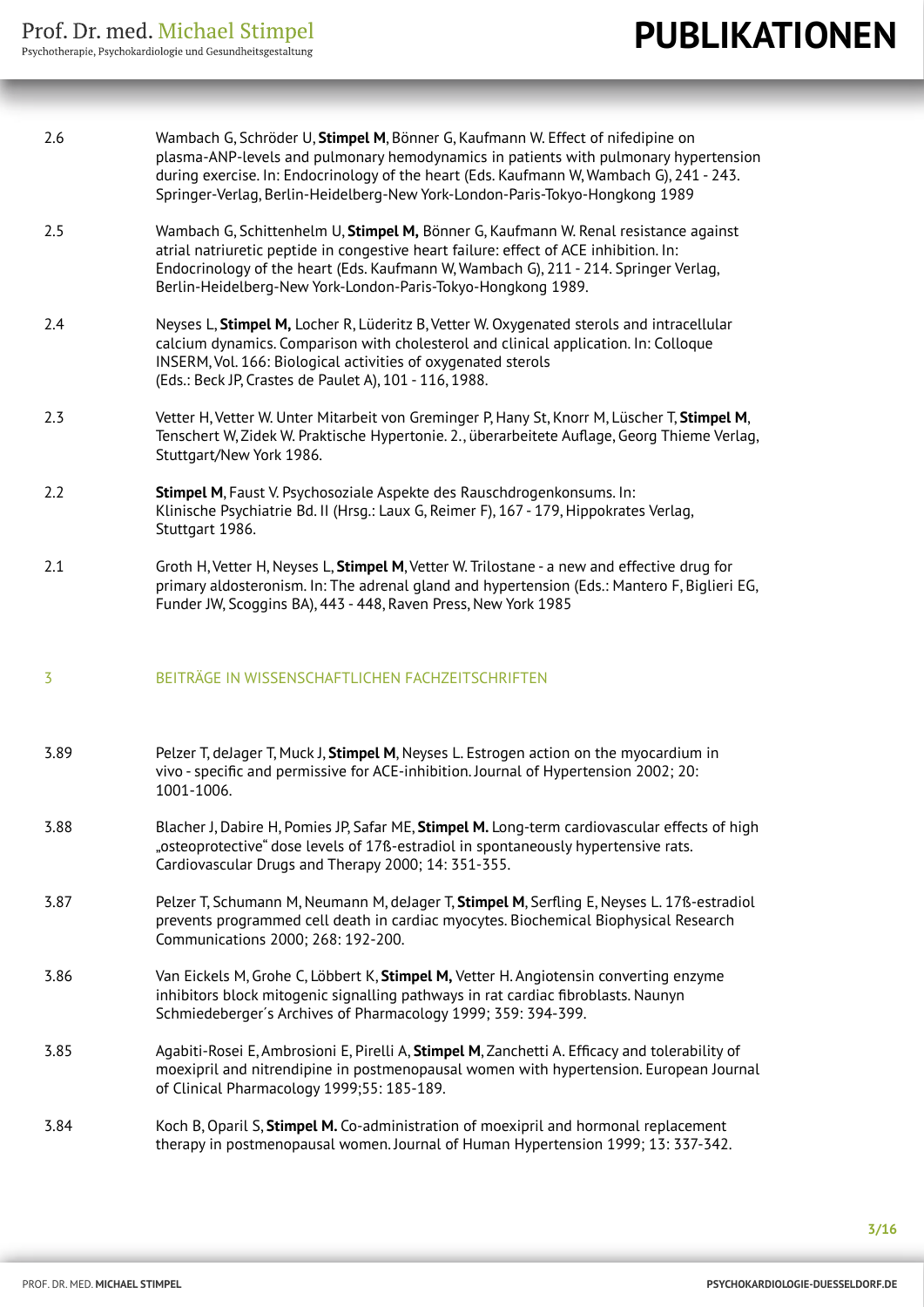2.6 Wambach G, Schröder U, **Stimpel M**, Bönner G, Kaufmann W. Effect of nifedipine on plasma-ANP-levels and pulmonary hemodynamics in patients with pulmonary hypertension during exercise. In: Endocrinology of the heart (Eds. Kaufmann W, Wambach G), 241 - 243. Springer-Verlag, Berlin-Heidelberg-New York-London-Paris-Tokyo-Hongkong 1989

2.5 Wambach G, Schittenhelm U, **Stimpel M,** Bönner G, Kaufmann W. Renal resistance against atrial natriuretic peptide in congestive heart failure: effect of ACE inhibition. In: Endocrinology of the heart (Eds. Kaufmann W, Wambach G), 211 - 214. Springer Verlag, Berlin-Heidelberg-New York-London-Paris-Tokyo-Hongkong 1989.

2.4 Neyses L, **Stimpel M,** Locher R, Lüderitz B, Vetter W. Oxygenated sterols and intracellular calcium dynamics. Comparison with cholesterol and clinical application. In: Colloque INSERM, Vol. 166: Biological activities of oxygenated sterols (Eds.: Beck JP, Crastes de Paulet A), 101 - 116, 1988.

2.3 Vetter H, Vetter W. Unter Mitarbeit von Greminger P, Hany St, Knorr M, Lüscher T, **Stimpel M**, Tenschert W, Zidek W. Praktische Hypertonie. 2., überarbeitete Auflage, Georg Thieme Verlag, Stuttgart/New York 1986.

2.2 **Stimpel M**, Faust V. Psychosoziale Aspekte des Rauschdrogenkonsums. In: Klinische Psychiatrie Bd. II (Hrsg.: Laux G, Reimer F), 167 - 179, Hippokrates Verlag, Stuttgart 1986.

2.1 Groth H, Vetter H, Neyses L, **Stimpel M**, Vetter W. Trilostane - a new and effective drug for primary aldosteronism. In: The adrenal gland and hypertension (Eds.: Mantero F, Biglieri EG, Funder JW, Scoggins BA), 443 - 448, Raven Press, New York 1985

## 3 BEITRÄGE IN WISSENSCHAFTLICHEN FACHZEITSCHRIFTEN

3.89 Pelzer T, deJager T, Muck J, **Stimpel M**, Neyses L. Estrogen action on the myocardium in vivo - specific and permissive for ACE-inhibition. Journal of Hypertension 2002; 20: 1001-1006.

3.88 Blacher J, Dabire H, Pomies JP, Safar ME, **Stimpel M.** Long-term cardiovascular effects of high „osteoprotective" dose levels of 17ß-estradiol in spontaneously hypertensive rats. Cardiovascular Drugs and Therapy 2000; 14: 351-355.

3.87 Pelzer T, Schumann M, Neumann M, deJager T, **Stimpel M**, Serfling E, Neyses L. 17ß-estradiol prevents programmed cell death in cardiac myocytes. Biochemical Biophysical Research Communications 2000; 268: 192-200.

3.86 Van Eickels M, Grohe C, Löbbert K, **Stimpel M,** Vetter H. Angiotensin converting enzyme inhibitors block mitogenic signalling pathways in rat cardiac fibroblasts. Naunyn Schmiedeberger´s Archives of Pharmacology 1999; 359: 394-399.

3.85 Agabiti-Rosei E, Ambrosioni E, Pirelli A, **Stimpel M**, Zanchetti A. Efficacy and tolerability of moexipril and nitrendipine in postmenopausal women with hypertension. European Journal of Clinical Pharmacology 1999;55: 185-189.

3.84 Koch B, Oparil S, **Stimpel M.** Co-administration of moexipril and hormonal replacement therapy in postmenopausal women. Journal of Human Hypertension 1999; 13: 337-342.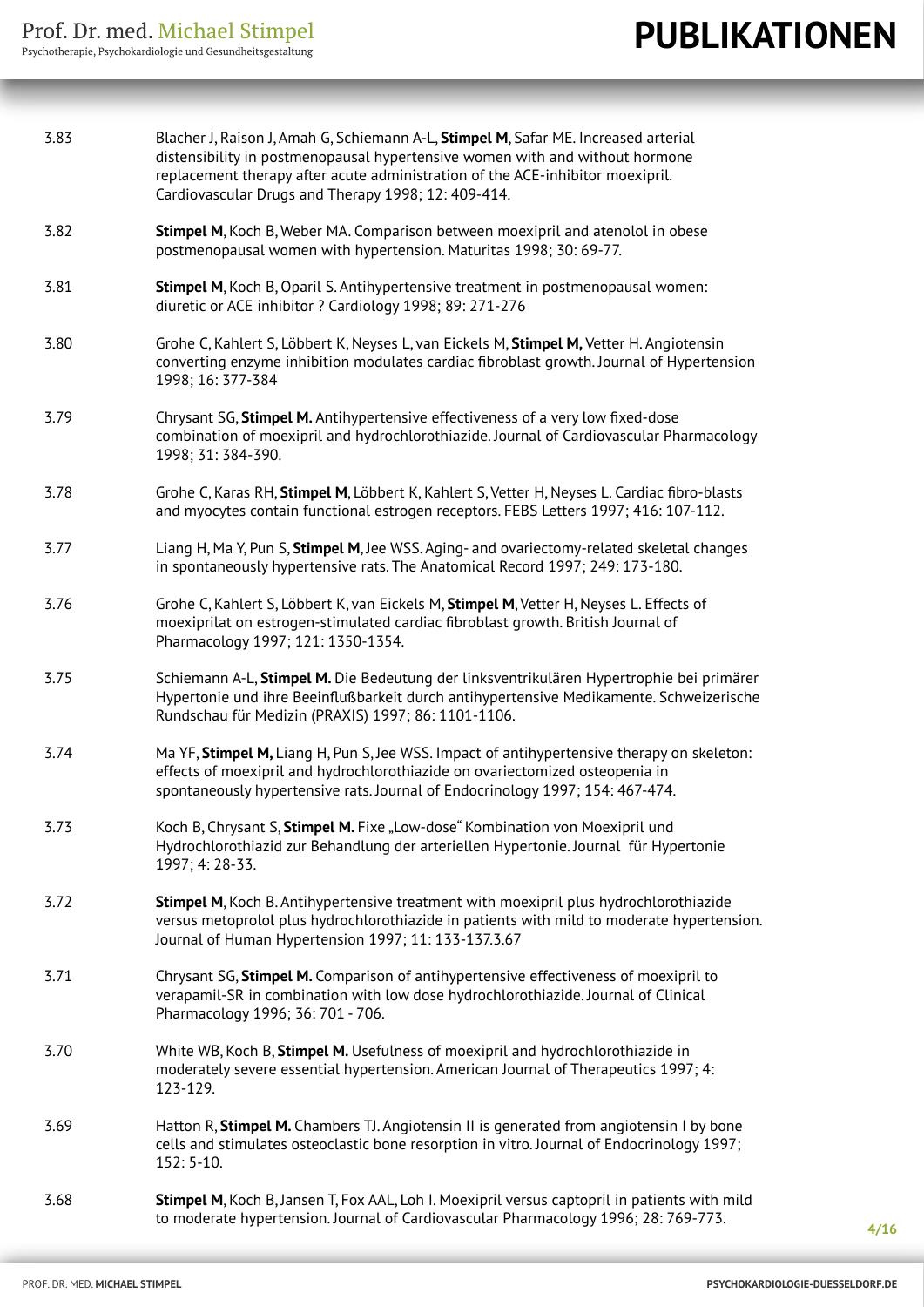3.83 Blacher J, Raison J, Amah G, Schiemann A-L, **Stimpel M**, Safar ME. Increased arterial distensibility in postmenopausal hypertensive women with and without hormone replacement therapy after acute administration of the ACE-inhibitor moexipril. Cardiovascular Drugs and Therapy 1998; 12: 409-414.

3.82 **Stimpel M**, Koch B, Weber MA. Comparison between moexipril and atenolol in obese postmenopausal women with hypertension. Maturitas 1998; 30: 69-77.

3.81 **Stimpel M**, Koch B, Oparil S. Antihypertensive treatment in postmenopausal women: diuretic or ACE inhibitor ? Cardiology 1998; 89: 271-276

3.80 Grohe C, Kahlert S, Löbbert K, Neyses L, van Eickels M, **Stimpel M,** Vetter H. Angiotensin converting enzyme inhibition modulates cardiac fibroblast growth. Journal of Hypertension 1998; 16: 377-384

3.79 Chrysant SG, **Stimpel M.** Antihypertensive effectiveness of a very low fixed-dose combination of moexipril and hydrochlorothiazide. Journal of Cardiovascular Pharmacology 1998; 31: 384-390.

3.78 Grohe C, Karas RH, **Stimpel M**, Löbbert K, Kahlert S, Vetter H, Neyses L. Cardiac fibro-blasts and myocytes contain functional estrogen receptors. FEBS Letters 1997; 416: 107-112.

3.77 Liang H, Ma Y, Pun S, **Stimpel M**, Jee WSS. Aging- and ovariectomy-related skeletal changes in spontaneously hypertensive rats. The Anatomical Record 1997; 249: 173-180.

3.76 Grohe C, Kahlert S, Löbbert K, van Eickels M, **Stimpel M**, Vetter H, Neyses L. Effects of moexiprilat on estrogen-stimulated cardiac fibroblast growth. British Journal of Pharmacology 1997; 121: 1350-1354.

3.75 Schiemann A-L, **Stimpel M.** Die Bedeutung der linksventrikulären Hypertrophie bei primärer Hypertonie und ihre Beeinflußbarkeit durch antihypertensive Medikamente. Schweizerische Rundschau für Medizin (PRAXIS) 1997; 86: 1101-1106.

3.74 Ma YF, **Stimpel M,** Liang H, Pun S, Jee WSS. Impact of antihypertensive therapy on skeleton: effects of moexipril and hydrochlorothiazide on ovariectomized osteopenia in spontaneously hypertensive rats. Journal of Endocrinology 1997; 154: 467-474.

3.73 Koch B, Chrysant S, **Stimpel M.** Fixe „Low-dose" Kombination von Moexipril und Hydrochlorothiazid zur Behandlung der arteriellen Hypertonie. Journal für Hypertonie 1997; 4: 28-33.

3.72 **Stimpel M**, Koch B. Antihypertensive treatment with moexipril plus hydrochlorothiazide versus metoprolol plus hydrochlorothiazide in patients with mild to moderate hypertension. Journal of Human Hypertension 1997; 11: 133-137.3.67

3.71 Chrysant SG, **Stimpel M.** Comparison of antihypertensive effectiveness of moexipril to verapamil-SR in combination with low dose hydrochlorothiazide. Journal of Clinical Pharmacology 1996; 36: 701 - 706.

3.70 White WB, Koch B, **Stimpel M.** Usefulness of moexipril and hydrochlorothiazide in moderately severe essential hypertension. American Journal of Therapeutics 1997; 4: 123-129.

3.69 Hatton R, **Stimpel M.** Chambers TJ. Angiotensin II is generated from angiotensin I by bone cells and stimulates osteoclastic bone resorption in vitro. Journal of Endocrinology 1997; 152: 5-10.

3.68 **Stimpel M**, Koch B, Jansen T, Fox AAL, Loh I. Moexipril versus captopril in patients with mild to moderate hypertension. Journal of Cardiovascular Pharmacology 1996; 28: 769-773.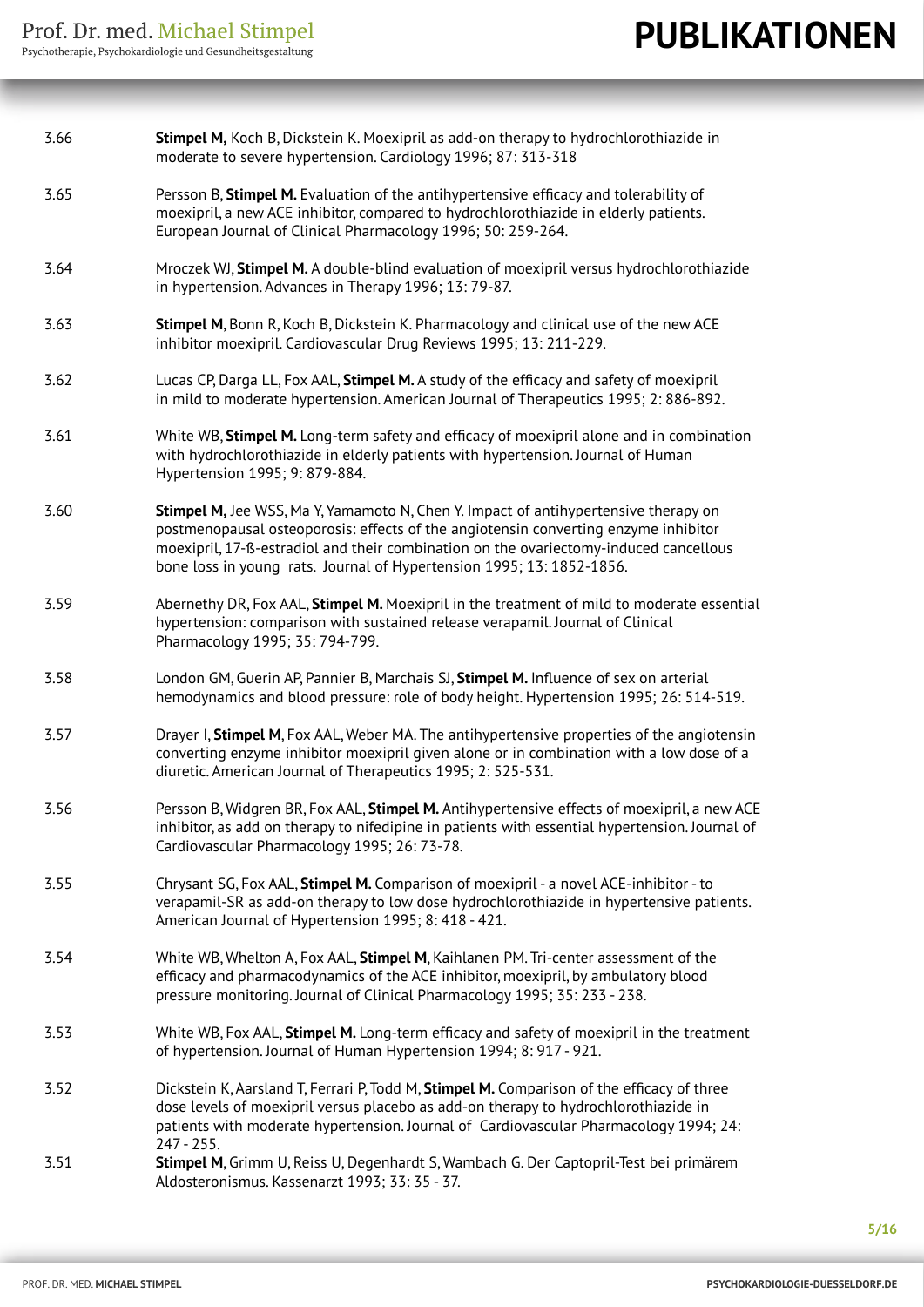3.66 **Stimpel M,** Koch B, Dickstein K. Moexipril as add-on therapy to hydrochlorothiazide in moderate to severe hypertension. Cardiology 1996; 87: 313-318

3.65 Persson B, **Stimpel M.** Evaluation of the antihypertensive efficacy and tolerability of moexipril, a new ACE inhibitor, compared to hydrochlorothiazide in elderly patients. European Journal of Clinical Pharmacology 1996; 50: 259-264.

3.64 Mroczek WJ, **Stimpel M.** A double-blind evaluation of moexipril versus hydrochlorothiazide in hypertension. Advances in Therapy 1996; 13: 79-87.

3.63 **Stimpel M**, Bonn R, Koch B, Dickstein K. Pharmacology and clinical use of the new ACE inhibitor moexipril. Cardiovascular Drug Reviews 1995; 13: 211-229.

3.62 Lucas CP, Darga LL, Fox AAL, **Stimpel M.** A study of the efficacy and safety of moexipril in mild to moderate hypertension. American Journal of Therapeutics 1995; 2: 886-892.

3.61 White WB, **Stimpel M.** Long-term safety and efficacy of moexipril alone and in combination with hydrochlorothiazide in elderly patients with hypertension. Journal of Human Hypertension 1995; 9: 879-884.

3.60 **Stimpel M,** Jee WSS, Ma Y, Yamamoto N, Chen Y. Impact of antihypertensive therapy on postmenopausal osteoporosis: effects of the angiotensin converting enzyme inhibitor moexipril, 17-ß-estradiol and their combination on the ovariectomy-induced cancellous bone loss in young rats. Journal of Hypertension 1995; 13: 1852-1856.

3.59 Abernethy DR, Fox AAL, **Stimpel M.** Moexipril in the treatment of mild to moderate essential hypertension: comparison with sustained release verapamil. Journal of Clinical Pharmacology 1995; 35: 794-799.

3.58 London GM, Guerin AP, Pannier B, Marchais SJ, **Stimpel M.** Influence of sex on arterial hemodynamics and blood pressure: role of body height. Hypertension 1995; 26: 514-519.

3.57 Drayer I, **Stimpel M**, Fox AAL, Weber MA. The antihypertensive properties of the angiotensin converting enzyme inhibitor moexipril given alone or in combination with a low dose of a diuretic. American Journal of Therapeutics 1995; 2: 525-531.

3.56 Persson B, Widgren BR, Fox AAL, **Stimpel M.** Antihypertensive effects of moexipril, a new ACE inhibitor, as add on therapy to nifedipine in patients with essential hypertension. Journal of Cardiovascular Pharmacology 1995; 26: 73-78.

3.55 Chrysant SG, Fox AAL, **Stimpel M.** Comparison of moexipril - a novel ACE-inhibitor - to verapamil-SR as add-on therapy to low dose hydrochlorothiazide in hypertensive patients. American Journal of Hypertension 1995; 8: 418 - 421.

3.54 White WB, Whelton A, Fox AAL, **Stimpel M**, Kaihlanen PM. Tri-center assessment of the efficacy and pharmacodynamics of the ACE inhibitor, moexipril, by ambulatory blood pressure monitoring. Journal of Clinical Pharmacology 1995; 35: 233 - 238.

3.53 White WB, Fox AAL, **Stimpel M.** Long-term efficacy and safety of moexipril in the treatment of hypertension. Journal of Human Hypertension 1994; 8: 917 - 921.

3.52 Dickstein K, Aarsland T, Ferrari P, Todd M, **Stimpel M.** Comparison of the efficacy of three dose levels of moexipril versus placebo as add-on therapy to hydrochlorothiazide in patients with moderate hypertension. Journal of Cardiovascular Pharmacology 1994; 24: 247 - 255.

3.51 **Stimpel M**, Grimm U, Reiss U, Degenhardt S, Wambach G. Der Captopril-Test bei primärem Aldosteronismus. Kassenarzt 1993; 33: 35 - 37.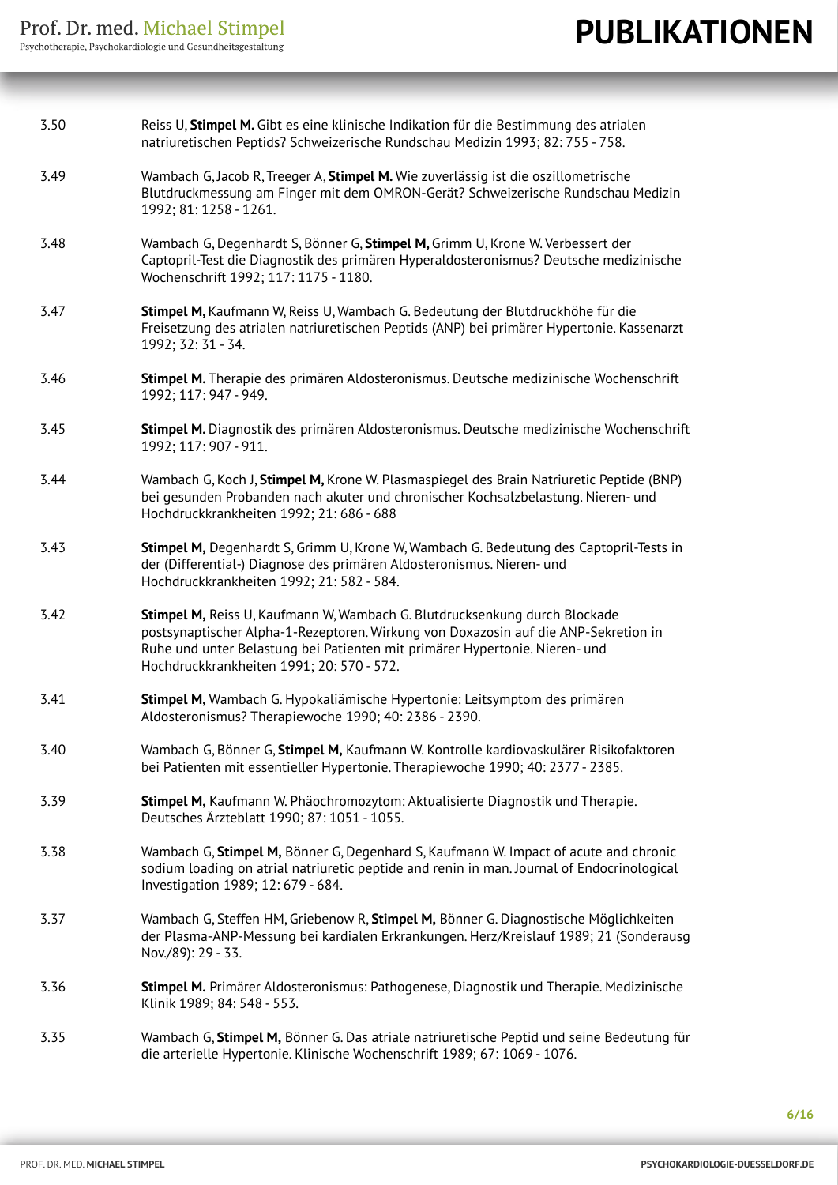3.50 Reiss U, **Stimpel M.** Gibt es eine klinische Indikation für die Bestimmung des atrialen natriuretischen Peptids? Schweizerische Rundschau Medizin 1993; 82: 755 - 758.

3.49 Wambach G, Jacob R, Treeger A, **Stimpel M.** Wie zuverlässig ist die oszillometrische Blutdruckmessung am Finger mit dem OMRON-Gerät? Schweizerische Rundschau Medizin 1992; 81: 1258 - 1261.

3.48 Wambach G, Degenhardt S, Bönner G, **Stimpel M,** Grimm U, Krone W. Verbessert der Captopril-Test die Diagnostik des primären Hyperaldosteronismus? Deutsche medizinische Wochenschrift 1992; 117: 1175 - 1180.

3.47 **Stimpel M,** Kaufmann W, Reiss U, Wambach G. Bedeutung der Blutdruckhöhe für die Freisetzung des atrialen natriuretischen Peptids (ANP) bei primärer Hypertonie. Kassenarzt 1992; 32: 31 - 34.

3.46 **Stimpel M.** Therapie des primären Aldosteronismus. Deutsche medizinische Wochenschrift 1992; 117: 947 - 949.

3.45 **Stimpel M.** Diagnostik des primären Aldosteronismus. Deutsche medizinische Wochenschrift 1992; 117: 907 - 911.

3.44 Wambach G, Koch J, **Stimpel M,** Krone W. Plasmaspiegel des Brain Natriuretic Peptide (BNP) bei gesunden Probanden nach akuter und chronischer Kochsalzbelastung. Nieren- und Hochdruckkrankheiten 1992; 21: 686 - 688

3.43 **Stimpel M,** Degenhardt S, Grimm U, Krone W, Wambach G. Bedeutung des Captopril-Tests in der (Differential-) Diagnose des primären Aldosteronismus. Nieren- und Hochdruckkrankheiten 1992; 21: 582 - 584.

3.42 **Stimpel M,** Reiss U, Kaufmann W, Wambach G. Blutdrucksenkung durch Blockade postsynaptischer Alpha-1-Rezeptoren. Wirkung von Doxazosin auf die ANP-Sekretion in Ruhe und unter Belastung bei Patienten mit primärer Hypertonie. Nieren- und Hochdruckkrankheiten 1991; 20: 570 - 572.

3.41 **Stimpel M,** Wambach G. Hypokaliämische Hypertonie: Leitsymptom des primären Aldosteronismus? Therapiewoche 1990; 40: 2386 - 2390.

3.40 Wambach G, Bönner G, **Stimpel M,** Kaufmann W. Kontrolle kardiovaskulärer Risikofaktoren bei Patienten mit essentieller Hypertonie. Therapiewoche 1990; 40: 2377 - 2385.

3.39 **Stimpel M,** Kaufmann W. Phäochromozytom: Aktualisierte Diagnostik und Therapie. Deutsches Ärzteblatt 1990; 87: 1051 - 1055.

3.38 Wambach G, **Stimpel M,** Bönner G, Degenhard S, Kaufmann W. Impact of acute and chronic sodium loading on atrial natriuretic peptide and renin in man. Journal of Endocrinological Investigation 1989; 12: 679 - 684.

3.37 Wambach G, Steffen HM, Griebenow R, **Stimpel M,** Bönner G. Diagnostische Möglichkeiten der Plasma-ANP-Messung bei kardialen Erkrankungen. Herz/Kreislauf 1989; 21 (Sonderausg Nov./89): 29 - 33.

3.36 **Stimpel M.** Primärer Aldosteronismus: Pathogenese, Diagnostik und Therapie. Medizinische Klinik 1989; 84: 548 - 553.

3.35 Wambach G, **Stimpel M,** Bönner G. Das atriale natriuretische Peptid und seine Bedeutung für die arterielle Hypertonie. Klinische Wochenschrift 1989; 67: 1069 - 1076.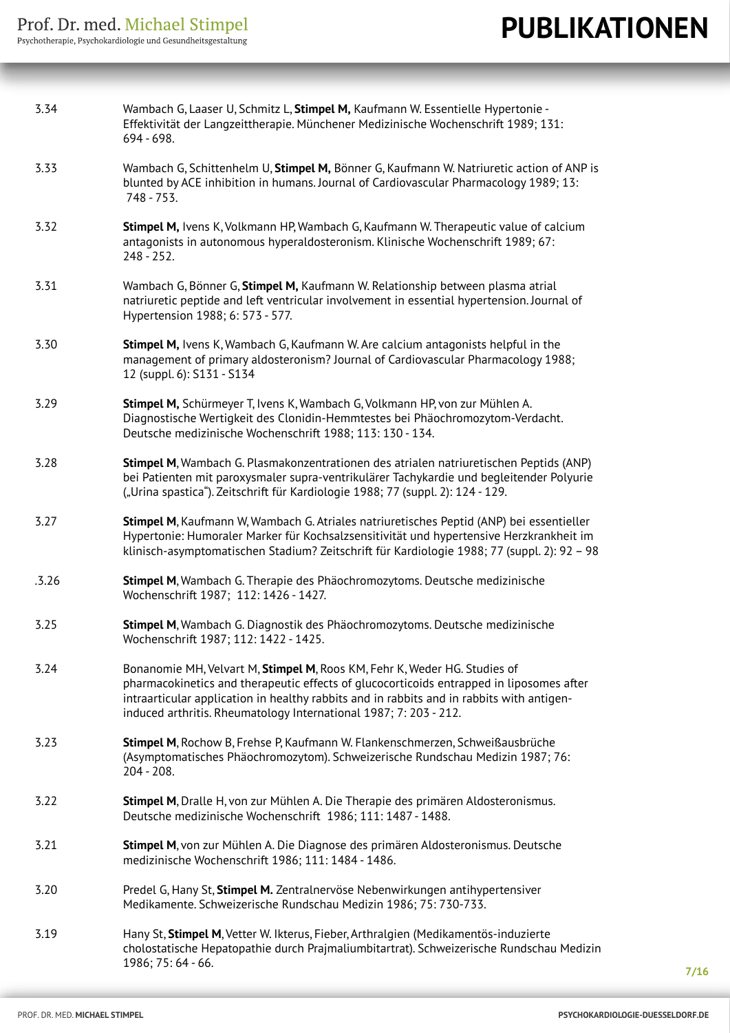3.34 Wambach G, Laaser U, Schmitz L, **Stimpel M,** Kaufmann W. Essentielle Hypertonie - Effektivität der Langzeittherapie. Münchener Medizinische Wochenschrift 1989; 131: 694 - 698.

3.33 Wambach G, Schittenhelm U, **Stimpel M,** Bönner G, Kaufmann W. Natriuretic action of ANP is blunted by ACE inhibition in humans. Journal of Cardiovascular Pharmacology 1989; 13: 748 - 753.

3.32 **Stimpel M,** Ivens K, Volkmann HP, Wambach G, Kaufmann W. Therapeutic value of calcium antagonists in autonomous hyperaldosteronism. Klinische Wochenschrift 1989; 67: 248 - 252.

3.31 Wambach G, Bönner G, **Stimpel M,** Kaufmann W. Relationship between plasma atrial natriuretic peptide and left ventricular involvement in essential hypertension. Journal of Hypertension 1988; 6: 573 - 577.

3.30 **Stimpel M,** Ivens K, Wambach G, Kaufmann W. Are calcium antagonists helpful in the management of primary aldosteronism? Journal of Cardiovascular Pharmacology 1988; 12 (suppl. 6): S131 - S134

3.29 **Stimpel M,** Schürmeyer T, Ivens K, Wambach G, Volkmann HP, von zur Mühlen A. Diagnostische Wertigkeit des Clonidin-Hemmtestes bei Phäochromozytom-Verdacht. Deutsche medizinische Wochenschrift 1988; 113: 130 - 134.

3.28 **Stimpel M**, Wambach G. Plasmakonzentrationen des atrialen natriuretischen Peptids (ANP) bei Patienten mit paroxysmaler supra-ventrikulärer Tachykardie und begleitender Polyurie („Urina spastica“). Zeitschrift für Kardiologie 1988; 77 (suppl. 2): 124 - 129.

3.27 **Stimpel M**, Kaufmann W, Wambach G. Atriales natriuretisches Peptid (ANP) bei essentieller Hypertonie: Humoraler Marker für Kochsalzsensitivität und hypertensive Herzkrankheit im klinisch-asymptomatischen Stadium? Zeitschrift für Kardiologie 1988; 77 (suppl. 2): 92 – 98

.3.26 **Stimpel M**, Wambach G. Therapie des Phäochromozytoms. Deutsche medizinische Wochenschrift 1987; 112: 1426 - 1427.

3.25 **Stimpel M**, Wambach G. Diagnostik des Phäochromozytoms. Deutsche medizinische Wochenschrift 1987; 112: 1422 - 1425.

3.24 Bonanomie MH, Velvart M, **Stimpel M**, Roos KM, Fehr K, Weder HG. Studies of pharmacokinetics and therapeutic effects of glucocorticoids entrapped in liposomes after intraarticular application in healthy rabbits and in rabbits with antigen-induced arthritis. Rheumatology International 1987; 7: 203 - 212.

3.23 **Stimpel M**, Rochow B, Frehse P, Kaufmann W. Flankenschmerzen, Schweißausbrüche (Asymptomatisches Phäochromozytom). Schweizerische Rundschau Medizin 1987; 76: 204 - 208.

3.22 **Stimpel M**, Dralle H, von zur Mühlen A. Die Therapie des primären Aldosteronismus. Deutsche medizinische Wochenschrift 1986; 111: 1487 - 1488.

3.21 **Stimpel M**, von zur Mühlen A. Die Diagnose des primären Aldosteronismus. Deutsche medizinische Wochenschrift 1986; 111: 1484 - 1486.

3.20 Predel G, Hany St, **Stimpel M.** Zentralnervöse Nebenwirkungen antihypertensiver Medikamente. Schweizerische Rundschau Medizin 1986; 75: 730-733.

3.19 Hany St, **Stimpel M**, Vetter W. Ikterus, Fieber, Arthralgien (Medikamentös-induzierte cholostatische Hepatopathie durch Prajmaliumbitartrat). Schweizerische Rundschau Medizin 1986; 75: 64 - 66.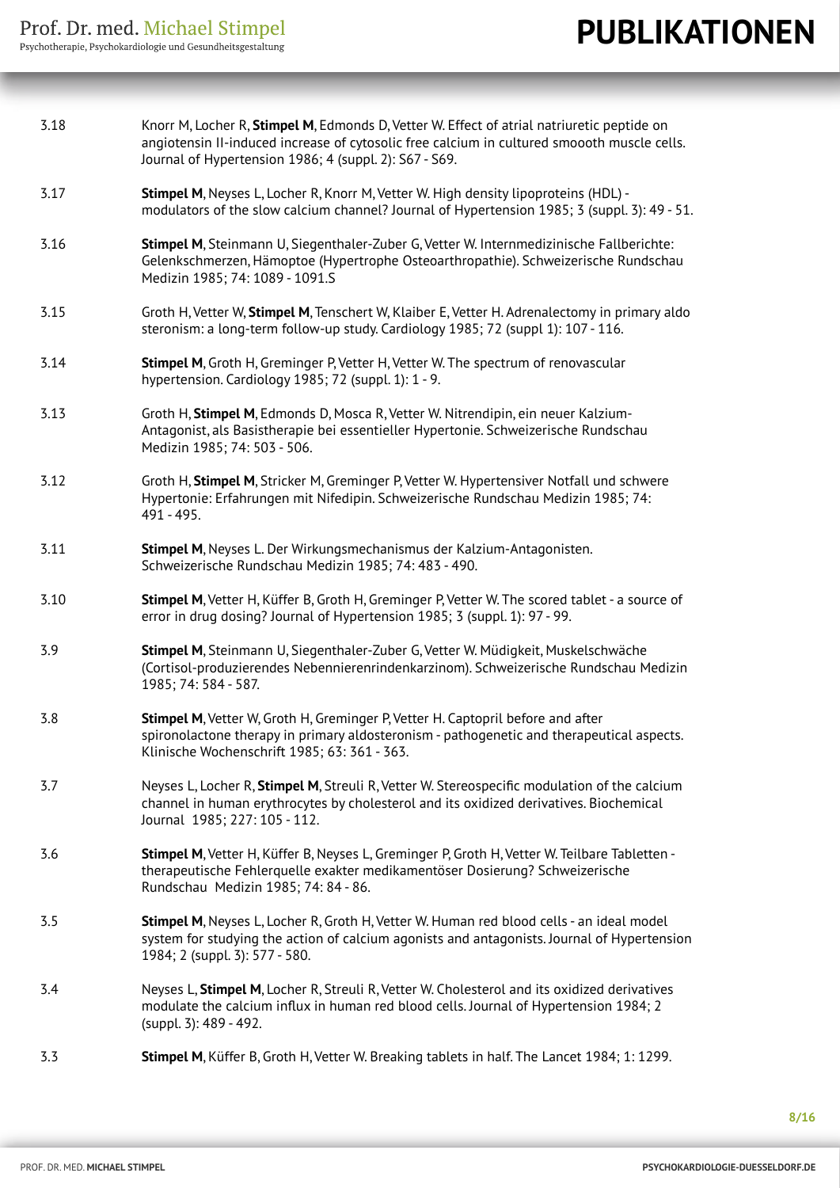3.18 Knorr M, Locher R, **Stimpel M**, Edmonds D, Vetter W. Effect of atrial natriuretic peptide on angiotensin II-induced increase of cytosolic free calcium in cultured smoooth muscle cells. Journal of Hypertension 1986; 4 (suppl. 2): S67 - S69.

3.17 **Stimpel M**, Neyses L, Locher R, Knorr M, Vetter W. High density lipoproteins (HDL) - modulators of the slow calcium channel? Journal of Hypertension 1985; 3 (suppl. 3): 49 - 51.

3.16 **Stimpel M**, Steinmann U, Siegenthaler-Zuber G, Vetter W. Internmedizinische Fallberichte: Gelenkschmerzen, Hämoptoe (Hypertrophe Osteoarthropathie). Schweizerische Rundschau Medizin 1985; 74: 1089 - 1091.S

3.15 Groth H, Vetter W, **Stimpel M**, Tenschert W, Klaiber E, Vetter H. Adrenalectomy in primary aldo steronism: a long-term follow-up study. Cardiology 1985; 72 (suppl 1): 107 - 116.

3.14 **Stimpel M**, Groth H, Greminger P, Vetter H, Vetter W. The spectrum of renovascular hypertension. Cardiology 1985; 72 (suppl. 1): 1 - 9.

3.13 Groth H, **Stimpel M**, Edmonds D, Mosca R, Vetter W. Nitrendipin, ein neuer Kalzium-Antagonist, als Basistherapie bei essentieller Hypertonie. Schweizerische Rundschau Medizin 1985; 74: 503 - 506.

3.12 Groth H, **Stimpel M**, Stricker M, Greminger P, Vetter W. Hypertensiver Notfall und schwere Hypertonie: Erfahrungen mit Nifedipin. Schweizerische Rundschau Medizin 1985; 74: 491 - 495.

3.11 **Stimpel M**, Neyses L. Der Wirkungsmechanismus der Kalzium-Antagonisten. Schweizerische Rundschau Medizin 1985; 74: 483 - 490.

3.10 **Stimpel M**, Vetter H, Küffer B, Groth H, Greminger P, Vetter W. The scored tablet - a source of error in drug dosing? Journal of Hypertension 1985; 3 (suppl. 1): 97 - 99.

3.9 **Stimpel M**, Steinmann U, Siegenthaler-Zuber G, Vetter W. Müdigkeit, Muskelschwäche (Cortisol-produzierendes Nebennierenrindenkarzinom). Schweizerische Rundschau Medizin 1985; 74: 584 - 587.

3.8 **Stimpel M**, Vetter W, Groth H, Greminger P, Vetter H. Captopril before and after spironolactone therapy in primary aldosteronism - pathogenetic and therapeutical aspects. Klinische Wochenschrift 1985; 63: 361 - 363.

3.7 Neyses L, Locher R, **Stimpel M**, Streuli R, Vetter W. Stereospecific modulation of the calcium channel in human erythrocytes by cholesterol and its oxidized derivatives. Biochemical Journal 1985; 227: 105 - 112.

3.6 **Stimpel M**, Vetter H, Küffer B, Neyses L, Greminger P, Groth H, Vetter W. Teilbare Tabletten - therapeutische Fehlerquelle exakter medikamentöser Dosierung? Schweizerische Rundschau Medizin 1985; 74: 84 - 86.

3.5 **Stimpel M**, Neyses L, Locher R, Groth H, Vetter W. Human red blood cells - an ideal model system for studying the action of calcium agonists and antagonists. Journal of Hypertension 1984; 2 (suppl. 3): 577 - 580.

3.4 Neyses L, **Stimpel M**, Locher R, Streuli R, Vetter W. Cholesterol and its oxidized derivatives modulate the calcium influx in human red blood cells. Journal of Hypertension 1984; 2 (suppl. 3): 489 - 492.

3.3 **Stimpel M**, Küffer B, Groth H, Vetter W. Breaking tablets in half. The Lancet 1984; 1: 1299.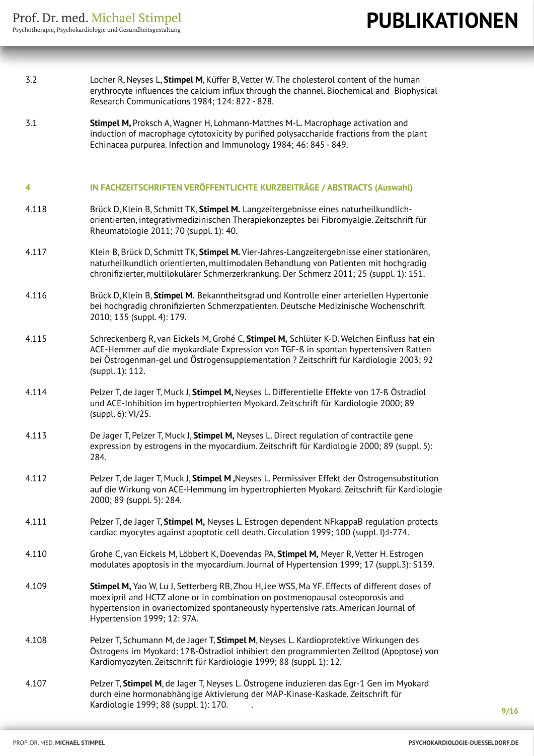3.2 Locher R, Neyses L, **Stimpel M**, Küffer B, Vetter W. The cholesterol content of the human erythrocyte influences the calcium influx through the channel. Biochemical and Biophysical Research Communications 1984; 124: 822 - 828.

3.1 **Stimpel M,** Proksch A, Wagner H, Lohmann-Matthes M-L. Macrophage activation and induction of macrophage cytotoxicity by purified polysaccharide fractions from the plant Echinacea purpurea. Infection and Immunology 1984; 46: 845 - 849.

## 4 IN FACHZEITSCHRIFTEN VERÖFFENTLICHTE KURZBEITRÄGE / ABSTRACTS (Auswahl)

4.118 Brück D, Klein B, Schmitt TK, **Stimpel M.** Langzeitergebnisse eines naturheilkundlich-orientierten, integrativmedizinischen Therapiekonzeptes bei Fibromyalgie. Zeitschrift für Rheumatologie 2011; 70 (suppl. 1): 40.

4.117 Klein B, Brück D, Schmitt TK, **Stimpel M.** Vier-Jahres-Langzeitergebnisse einer stationären, naturheilkundlich orientierten, multimodalen Behandlung von Patienten mit hochgradig chronifizierter, multilokulärer Schmerzerkrankung. Der Schmerz 2011; 25 (suppl. 1): 151.

4.116 Brück D, Klein B, **Stimpel M.** Bekanntheitsgrad und Kontrolle einer arteriellen Hypertonie bei hochgradig chronifizierten Schmerzpatienten. Deutsche Medizinische Wochenschrift 2010; 135 (suppl. 4): 179.

4.115 Schreckenberg R, van Eickels M, Grohé C, **Stimpel M,** Schlüter K-D. Welchen Einfluss hat ein ACE-Hemmer auf die myokardiale Expression von TGF-ß in spontan hypertensiven Ratten bei Östrogenman-gel und Östrogensupplementation ? Zeitschrift für Kardiologie 2003; 92 (suppl. 1): 112.

4.114 Pelzer T, de Jager T, Muck J, **Stimpel M,** Neyses L. Differentielle Effekte von 17-ß Östradiol und ACE-Inhibition im hypertrophierten Myokard. Zeitschrift für Kardiologie 2000; 89 (suppl. 6): VI/25.

4.113 De Jager T, Pelzer T, Muck J, **Stimpel M,** Neyses L. Direct regulation of contractile gene expression by estrogens in the myocardium. Zeitschrift für Kardiologie 2000; 89 (suppl. 5): 284.

4.112 Pelzer T, de Jager T, Muck J, **Stimpel M ,**Neyses L. Permissiver Effekt der Östrogensubstitution auf die Wirkung von ACE-Hemmung im hypertrophierten Myokard. Zeitschrift für Kardiologie 2000; 89 (suppl. 5): 284.

4.111 Pelzer T, de Jager T, **Stimpel M,** Neyses L. Estrogen dependent NFkappaB regulation protects cardiac myocytes against apoptotic cell death. Circulation 1999; 100 (suppl. I):I-774.

4.110 Grohe C, van Eickels M, Löbbert K, Doevendas PA, **Stimpel M,** Meyer R, Vetter H. Estrogen modulates apoptosis in the myocardium. Journal of Hypertension 1999; 17 (suppl.3): S139.

4.109 **Stimpel M,** Yao W, Lu J, Setterberg RB, Zhou H, Jee WSS, Ma YF. Effects of different doses of moexipril and HCTZ alone or in combination on postmenopausal osteoporosis and hypertension in ovariectomized spontaneously hypertensive rats. American Journal of Hypertension 1999; 12: 97A.

4.108 Pelzer T, Schumann M, de Jager T, **Stimpel M**, Neyses L. Kardioprotektive Wirkungen des Östrogens im Myokard: 17ß-Östradiol inhibiert den programmierten Zelltod (Apoptose) von Kardiomyozyten. Zeitschrift für Kardiologie 1999; 88 (suppl. 1): 12.

4.107 Pelzer T, **Stimpel M**, de Jager T, Neyses L. Östrogene induzieren das Egr-1 Gen im Myokard durch eine hormonabhängige Aktivierung der MAP-Kinase-Kaskade. Zeitschrift für Kardiologie 1999; 88 (suppl. 1): 170.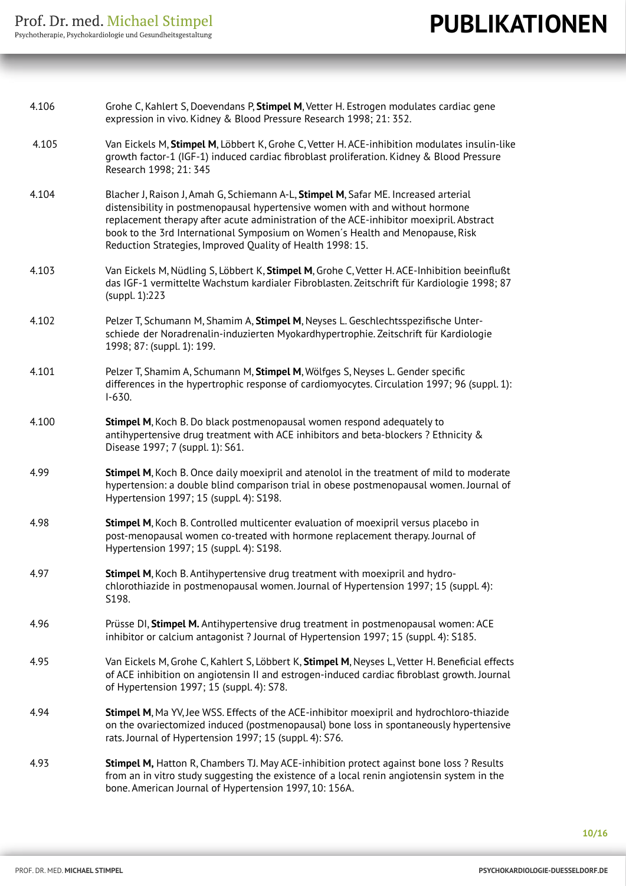4.106 Grohe C, Kahlert S, Doevendans P, **Stimpel M**, Vetter H. Estrogen modulates cardiac gene expression in vivo. Kidney & Blood Pressure Research 1998; 21: 352.

4.105 Van Eickels M, **Stimpel M**, Löbbert K, Grohe C, Vetter H. ACE-inhibition modulates insulin-like growth factor-1 (IGF-1) induced cardiac fibroblast proliferation. Kidney & Blood Pressure Research 1998; 21: 345

4.104 Blacher J, Raison J, Amah G, Schiemann A-L, **Stimpel M**, Safar ME. Increased arterial distensibility in postmenopausal hypertensive women with and without hormone replacement therapy after acute administration of the ACE-inhibitor moexipril. Abstract book to the 3rd International Symposium on Women´s Health and Menopause, Risk Reduction Strategies, Improved Quality of Health 1998: 15.

4.103 Van Eickels M, Nüdling S, Löbbert K, **Stimpel M**, Grohe C, Vetter H. ACE-Inhibition beeinflußt das IGF-1 vermittelte Wachstum kardialer Fibroblasten. Zeitschrift für Kardiologie 1998; 87 (suppl. 1):223

4.102 Pelzer T, Schumann M, Shamim A, **Stimpel M**, Neyses L. Geschlechtsspezifische Unterschiede der Noradrenalin-induzierten Myokardhypertrophie. Zeitschrift für Kardiologie 1998; 87: (suppl. 1): 199.

4.101 Pelzer T, Shamim A, Schumann M, **Stimpel M**, Wölfges S, Neyses L. Gender specific differences in the hypertrophic response of cardiomyocytes. Circulation 1997; 96 (suppl. 1): I-630.

4.100 **Stimpel M**, Koch B. Do black postmenopausal women respond adequately to antihypertensive drug treatment with ACE inhibitors and beta-blockers ? Ethnicity & Disease 1997; 7 (suppl. 1): S61.

4.99 **Stimpel M**, Koch B. Once daily moexipril and atenolol in the treatment of mild to moderate hypertension: a double blind comparison trial in obese postmenopausal women. Journal of Hypertension 1997; 15 (suppl. 4): S198.

4.98 **Stimpel M**, Koch B. Controlled multicenter evaluation of moexipril versus placebo in post-menopausal women co-treated with hormone replacement therapy. Journal of Hypertension 1997; 15 (suppl. 4): S198.

4.97 **Stimpel M**, Koch B. Antihypertensive drug treatment with moexipril and hydro-chlorothiazide in postmenopausal women. Journal of Hypertension 1997; 15 (suppl. 4): S198.

4.96 Prüsse DI, **Stimpel M.** Antihypertensive drug treatment in postmenopausal women: ACE inhibitor or calcium antagonist ? Journal of Hypertension 1997; 15 (suppl. 4): S185.

4.95 Van Eickels M, Grohe C, Kahlert S, Löbbert K, **Stimpel M**, Neyses L, Vetter H. Beneficial effects of ACE inhibition on angiotensin II and estrogen-induced cardiac fibroblast growth. Journal of Hypertension 1997; 15 (suppl. 4): S78.

4.94 **Stimpel M**, Ma YV, Jee WSS. Effects of the ACE-inhibitor moexipril and hydrochloro-thiazide on the ovariectomized induced (postmenopausal) bone loss in spontaneously hypertensive rats. Journal of Hypertension 1997; 15 (suppl. 4): S76.

4.93 **Stimpel M,** Hatton R, Chambers TJ. May ACE-inhibition protect against bone loss ? Results from an in vitro study suggesting the existence of a local renin angiotensin system in the bone. American Journal of Hypertension 1997, 10: 156A.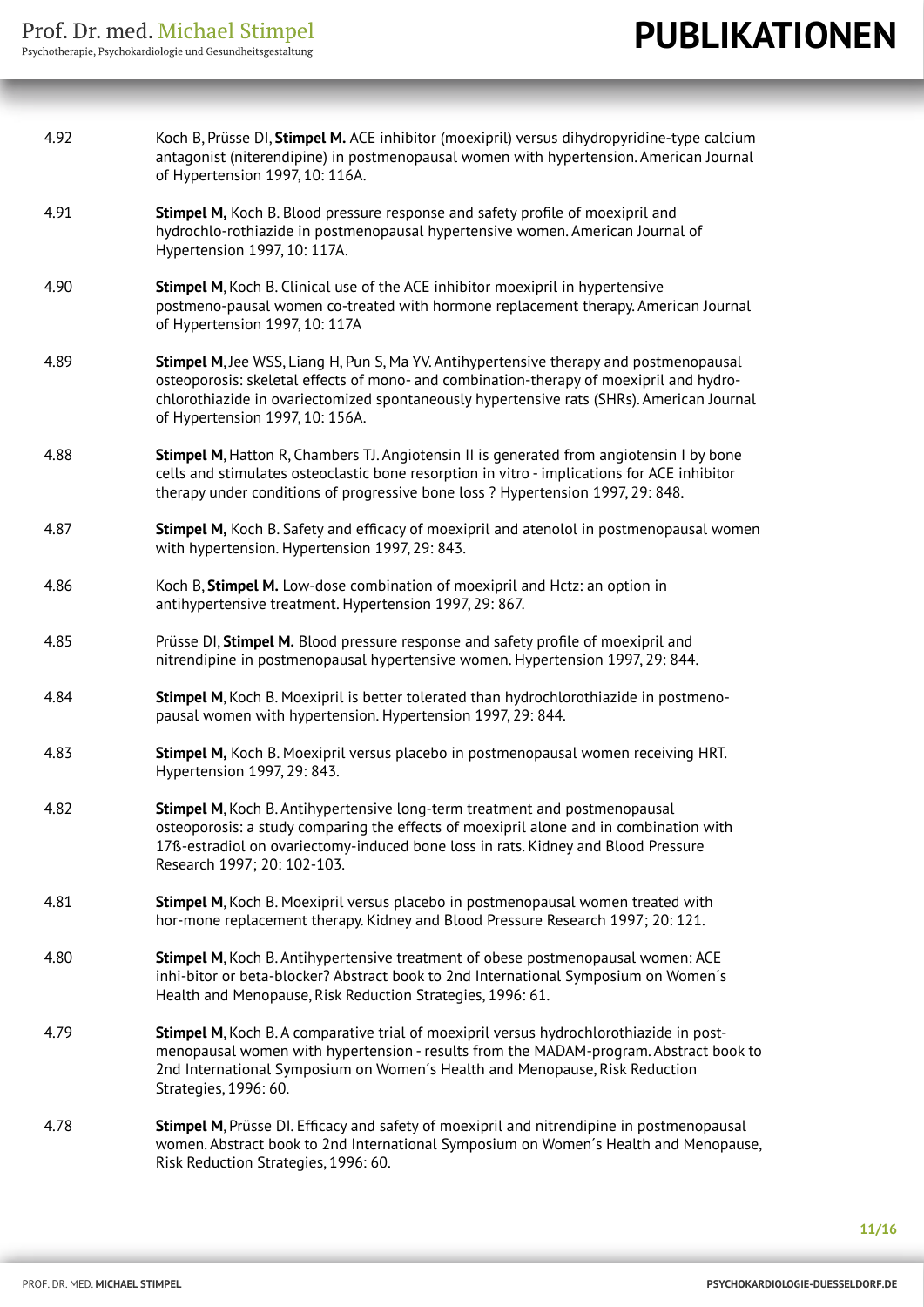4.92 Koch B, Prüsse DI, **Stimpel M.** ACE inhibitor (moexipril) versus dihydropyridine-type calcium antagonist (niterendipine) in postmenopausal women with hypertension. American Journal of Hypertension 1997, 10: 116A.

4.91 **Stimpel M,** Koch B. Blood pressure response and safety profile of moexipril and hydrochlo-rothiazide in postmenopausal hypertensive women. American Journal of Hypertension 1997, 10: 117A.

4.90 **Stimpel M**, Koch B. Clinical use of the ACE inhibitor moexipril in hypertensive postmeno-pausal women co-treated with hormone replacement therapy. American Journal of Hypertension 1997, 10: 117A

4.89 **Stimpel M**, Jee WSS, Liang H, Pun S, Ma YV. Antihypertensive therapy and postmenopausal osteoporosis: skeletal effects of mono- and combination-therapy of moexipril and hydro-chlorothiazide in ovariectomized spontaneously hypertensive rats (SHRs). American Journal of Hypertension 1997, 10: 156A.

4.88 **Stimpel M**, Hatton R, Chambers TJ. Angiotensin II is generated from angiotensin I by bone cells and stimulates osteoclastic bone resorption in vitro - implications for ACE inhibitor therapy under conditions of progressive bone loss ? Hypertension 1997, 29: 848.

4.87 **Stimpel M,** Koch B. Safety and efficacy of moexipril and atenolol in postmenopausal women with hypertension. Hypertension 1997, 29: 843.

4.86 Koch B, **Stimpel M.** Low-dose combination of moexipril and Hctz: an option in antihypertensive treatment. Hypertension 1997, 29: 867.

4.85 Prüsse DI, **Stimpel M.** Blood pressure response and safety profile of moexipril and nitrendipine in postmenopausal hypertensive women. Hypertension 1997, 29: 844.

4.84 **Stimpel M**, Koch B. Moexipril is better tolerated than hydrochlorothiazide in postmeno-pausal women with hypertension. Hypertension 1997, 29: 844.

4.83 **Stimpel M,** Koch B. Moexipril versus placebo in postmenopausal women receiving HRT. Hypertension 1997, 29: 843.

4.82 **Stimpel M**, Koch B. Antihypertensive long-term treatment and postmenopausal osteoporosis: a study comparing the effects of moexipril alone and in combination with 17ß-estradiol on ovariectomy-induced bone loss in rats. Kidney and Blood Pressure Research 1997; 20: 102-103.

4.81 **Stimpel M**, Koch B. Moexipril versus placebo in postmenopausal women treated with hor-mone replacement therapy. Kidney and Blood Pressure Research 1997; 20: 121.

4.80 **Stimpel M**, Koch B. Antihypertensive treatment of obese postmenopausal women: ACE inhi-bitor or beta-blocker? Abstract book to 2nd International Symposium on Women´s Health and Menopause, Risk Reduction Strategies, 1996: 61.

4.79 **Stimpel M**, Koch B. A comparative trial of moexipril versus hydrochlorothiazide in post-menopausal women with hypertension - results from the MADAM-program. Abstract book to 2nd International Symposium on Women´s Health and Menopause, Risk Reduction Strategies, 1996: 60.

4.78 **Stimpel M**, Prüsse DI. Efficacy and safety of moexipril and nitrendipine in postmenopausal women. Abstract book to 2nd International Symposium on Women´s Health and Menopause, Risk Reduction Strategies, 1996: 60.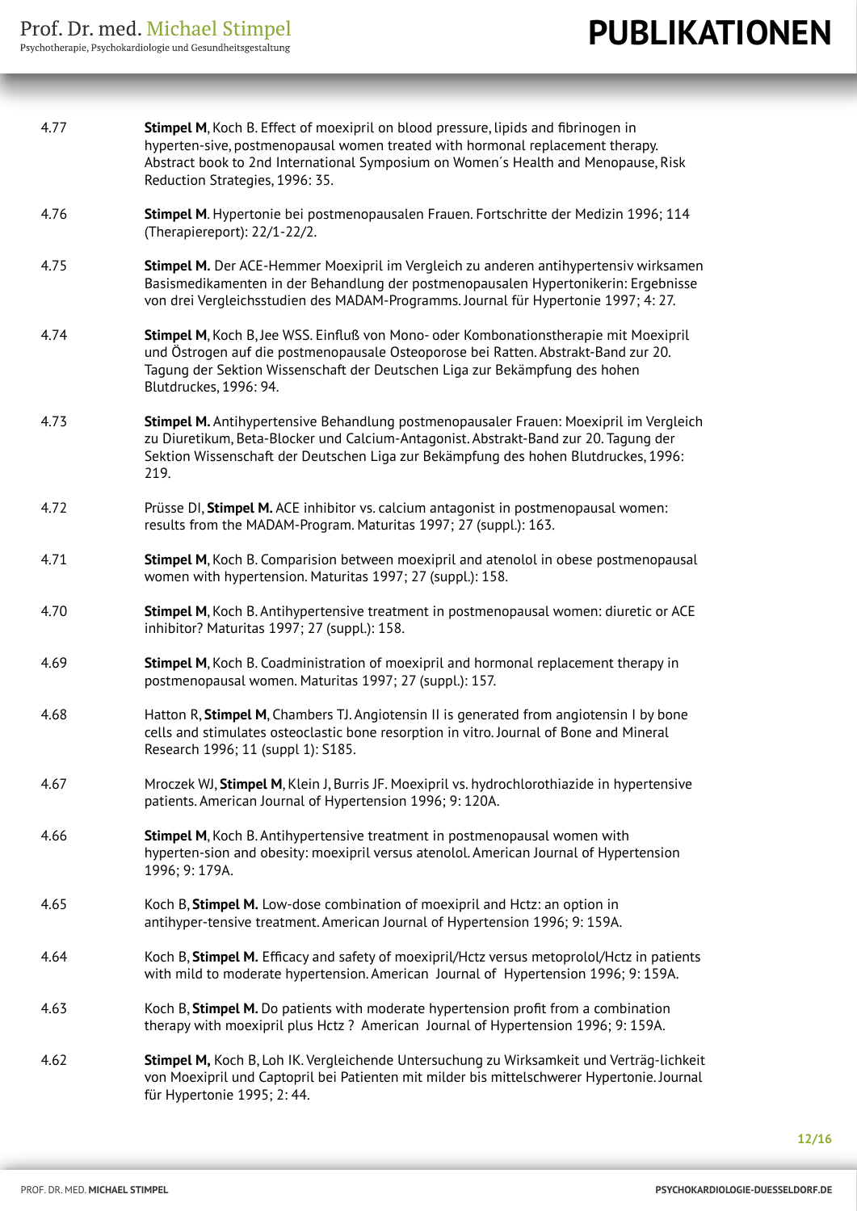4.77 **Stimpel M**, Koch B. Effect of moexipril on blood pressure, lipids and fibrinogen in hyperten-sive, postmenopausal women treated with hormonal replacement therapy. Abstract book to 2nd International Symposium on Women´s Health and Menopause, Risk Reduction Strategies, 1996: 35.

4.76 **Stimpel M**. Hypertonie bei postmenopausalen Frauen. Fortschritte der Medizin 1996; 114 (Therapiereport): 22/1-22/2.

4.75 **Stimpel M.** Der ACE-Hemmer Moexipril im Vergleich zu anderen antihypertensiv wirksamen Basismedikamenten in der Behandlung der postmenopausalen Hypertonikerin: Ergebnisse von drei Vergleichsstudien des MADAM-Programms. Journal für Hypertonie 1997; 4: 27.

4.74 **Stimpel M**, Koch B, Jee WSS. Einfluß von Mono- oder Kombonationstherapie mit Moexipril und Östrogen auf die postmenopausale Osteoporose bei Ratten. Abstrakt-Band zur 20. Tagung der Sektion Wissenschaft der Deutschen Liga zur Bekämpfung des hohen Blutdruckes, 1996: 94.

4.73 **Stimpel M.** Antihypertensive Behandlung postmenopausaler Frauen: Moexipril im Vergleich zu Diuretikum, Beta-Blocker und Calcium-Antagonist. Abstrakt-Band zur 20. Tagung der Sektion Wissenschaft der Deutschen Liga zur Bekämpfung des hohen Blutdruckes, 1996: 219.

4.72 Prüsse DI, **Stimpel M.** ACE inhibitor vs. calcium antagonist in postmenopausal women: results from the MADAM-Program. Maturitas 1997; 27 (suppl.): 163.

4.71 **Stimpel M**, Koch B. Comparision between moexipril and atenolol in obese postmenopausal women with hypertension. Maturitas 1997; 27 (suppl.): 158.

4.70 **Stimpel M**, Koch B. Antihypertensive treatment in postmenopausal women: diuretic or ACE inhibitor? Maturitas 1997; 27 (suppl.): 158.

4.69 **Stimpel M**, Koch B. Coadministration of moexipril and hormonal replacement therapy in postmenopausal women. Maturitas 1997; 27 (suppl.): 157.

4.68 Hatton R, **Stimpel M**, Chambers TJ. Angiotensin II is generated from angiotensin I by bone cells and stimulates osteoclastic bone resorption in vitro. Journal of Bone and Mineral Research 1996; 11 (suppl 1): S185.

4.67 Mroczek WJ, **Stimpel M**, Klein J, Burris JF. Moexipril vs. hydrochlorothiazide in hypertensive patients. American Journal of Hypertension 1996; 9: 120A.

4.66 **Stimpel M**, Koch B. Antihypertensive treatment in postmenopausal women with hyperten-sion and obesity: moexipril versus atenolol. American Journal of Hypertension 1996; 9: 179A.

4.65 Koch B, **Stimpel M.** Low-dose combination of moexipril and Hctz: an option in antihyper-tensive treatment. American Journal of Hypertension 1996; 9: 159A.

4.64 Koch B, **Stimpel M.** Efficacy and safety of moexipril/Hctz versus metoprolol/Hctz in patients with mild to moderate hypertension. American Journal of Hypertension 1996; 9: 159A.

4.63 Koch B, **Stimpel M.** Do patients with moderate hypertension profit from a combination therapy with moexipril plus Hctz ? American Journal of Hypertension 1996; 9: 159A.

4.62 **Stimpel M,** Koch B, Loh IK. Vergleichende Untersuchung zu Wirksamkeit und Verträg-lichkeit von Moexipril und Captopril bei Patienten mit milder bis mittelschwerer Hypertonie. Journal für Hypertonie 1995; 2: 44.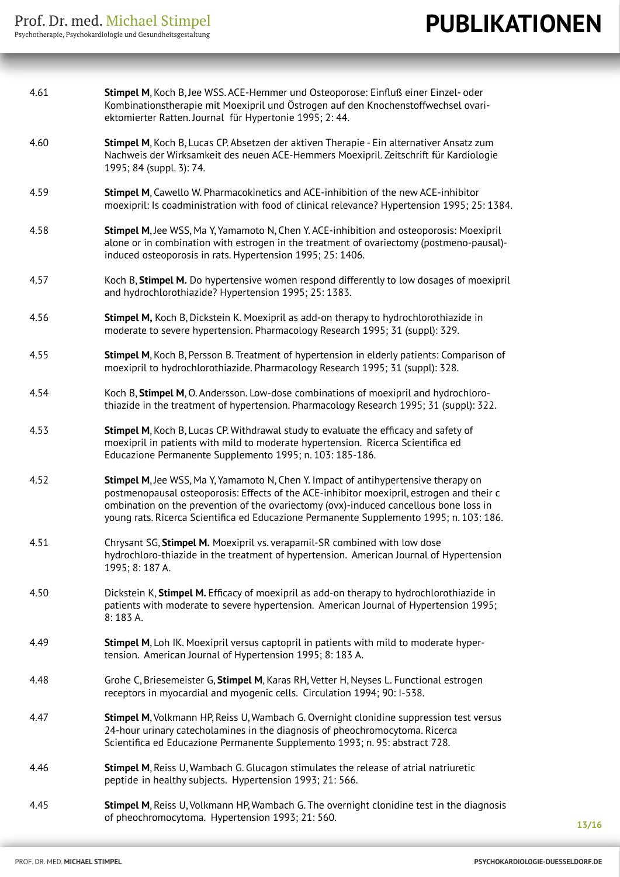4.61 **Stimpel M**, Koch B, Jee WSS. ACE-Hemmer und Osteoporose: Einfluß einer Einzel- oder Kombinationstherapie mit Moexipril und Östrogen auf den Knochenstoffwechsel ovariektomierter Ratten. Journal für Hypertonie 1995; 2: 44.

4.60 **Stimpel M**, Koch B, Lucas CP. Absetzen der aktiven Therapie - Ein alternativer Ansatz zum Nachweis der Wirksamkeit des neuen ACE-Hemmers Moexipril. Zeitschrift für Kardiologie 1995; 84 (suppl. 3): 74.

4.59 **Stimpel M**, Cawello W. Pharmacokinetics and ACE-inhibition of the new ACE-inhibitor moexipril: Is coadministration with food of clinical relevance? Hypertension 1995; 25: 1384.

4.58 **Stimpel M**, Jee WSS, Ma Y, Yamamoto N, Chen Y. ACE-inhibition and osteoporosis: Moexipril alone or in combination with estrogen in the treatment of ovariectomy (postmeno-pausal)-induced osteoporosis in rats. Hypertension 1995; 25: 1406.

4.57 Koch B, **Stimpel M.** Do hypertensive women respond differently to low dosages of moexipril and hydrochlorothiazide? Hypertension 1995; 25: 1383.

4.56 **Stimpel M,** Koch B, Dickstein K. Moexipril as add-on therapy to hydrochlorothiazide in moderate to severe hypertension. Pharmacology Research 1995; 31 (suppl): 329.

4.55 **Stimpel M**, Koch B, Persson B. Treatment of hypertension in elderly patients: Comparison of moexipril to hydrochlorothiazide. Pharmacology Research 1995; 31 (suppl): 328.

4.54 Koch B, **Stimpel M**, O. Andersson. Low-dose combinations of moexipril and hydrochlorothiazide in the treatment of hypertension. Pharmacology Research 1995; 31 (suppl): 322.

4.53 **Stimpel M**, Koch B, Lucas CP. Withdrawal study to evaluate the efficacy and safety of moexipril in patients with mild to moderate hypertension. Ricerca Scientifica ed Educazione Permanente Supplemento 1995; n. 103: 185-186.

4.52 **Stimpel M**, Jee WSS, Ma Y, Yamamoto N, Chen Y. Impact of antihypertensive therapy on postmenopausal osteoporosis: Effects of the ACE-inhibitor moexipril, estrogen and their c ombination on the prevention of the ovariectomy (ovx)-induced cancellous bone loss in young rats. Ricerca Scientifica ed Educazione Permanente Supplemento 1995; n. 103: 186.

4.51 Chrysant SG, **Stimpel M.** Moexipril vs. verapamil-SR combined with low dose hydrochloro-thiazide in the treatment of hypertension. American Journal of Hypertension 1995; 8: 187 A.

4.50 Dickstein K, **Stimpel M.** Efficacy of moexipril as add-on therapy to hydrochlorothiazide in patients with moderate to severe hypertension. American Journal of Hypertension 1995; 8: 183 A.

4.49 **Stimpel M**, Loh IK. Moexipril versus captopril in patients with mild to moderate hypertension. American Journal of Hypertension 1995; 8: 183 A.

4.48 Grohe C, Briesemeister G, **Stimpel M**, Karas RH, Vetter H, Neyses L. Functional estrogen receptors in myocardial and myogenic cells. Circulation 1994; 90: I-538.

4.47 **Stimpel M**, Volkmann HP, Reiss U, Wambach G. Overnight clonidine suppression test versus 24-hour urinary catecholamines in the diagnosis of pheochromocytoma. Ricerca Scientifica ed Educazione Permanente Supplemento 1993; n. 95: abstract 728.

4.46 **Stimpel M**, Reiss U, Wambach G. Glucagon stimulates the release of atrial natriuretic peptide in healthy subjects. Hypertension 1993; 21: 566.

4.45 **Stimpel M**, Reiss U, Volkmann HP, Wambach G. The overnight clonidine test in the diagnosis of pheochromocytoma. Hypertension 1993; 21: 560.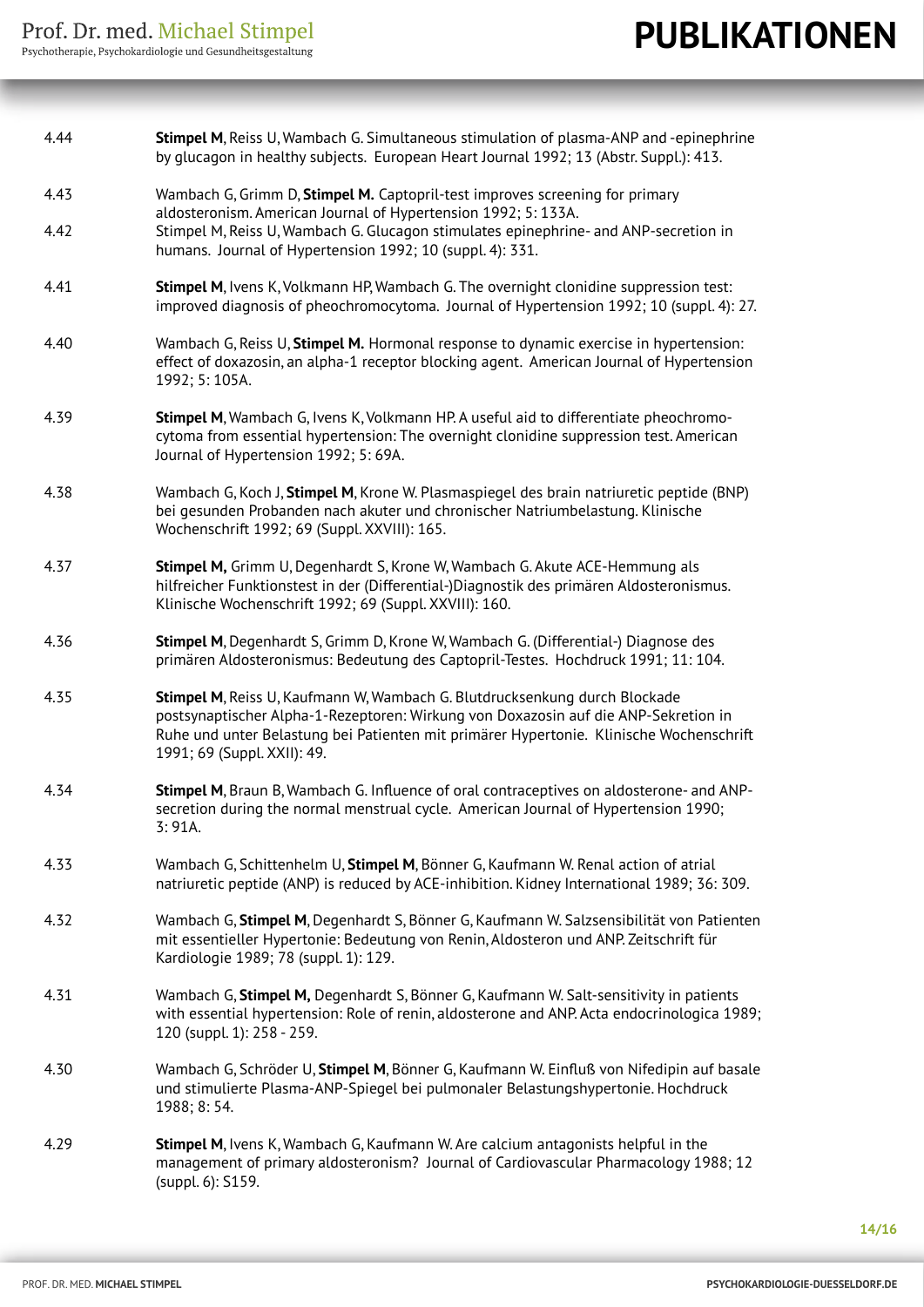4.44 **Stimpel M**, Reiss U, Wambach G. Simultaneous stimulation of plasma-ANP and -epinephrine by glucagon in healthy subjects. European Heart Journal 1992; 13 (Abstr. Suppl.): 413.

4.43 Wambach G, Grimm D, **Stimpel M.** Captopril-test improves screening for primary aldosteronism. American Journal of Hypertension 1992; 5: 133A.

4.42 Stimpel M, Reiss U, Wambach G. Glucagon stimulates epinephrine- and ANP-secretion in humans. Journal of Hypertension 1992; 10 (suppl. 4): 331.

4.41 **Stimpel M**, Ivens K, Volkmann HP, Wambach G. The overnight clonidine suppression test: improved diagnosis of pheochromocytoma. Journal of Hypertension 1992; 10 (suppl. 4): 27.

4.40 Wambach G, Reiss U, **Stimpel M.** Hormonal response to dynamic exercise in hypertension: effect of doxazosin, an alpha-1 receptor blocking agent. American Journal of Hypertension 1992; 5: 105A.

4.39 **Stimpel M**, Wambach G, Ivens K, Volkmann HP. A useful aid to differentiate pheochromocytoma from essential hypertension: The overnight clonidine suppression test. American Journal of Hypertension 1992; 5: 69A.

4.38 Wambach G, Koch J, **Stimpel M**, Krone W. Plasmaspiegel des brain natriuretic peptide (BNP) bei gesunden Probanden nach akuter und chronischer Natriumbelastung. Klinische Wochenschrift 1992; 69 (Suppl. XXVIII): 165.

4.37 **Stimpel M,** Grimm U, Degenhardt S, Krone W, Wambach G. Akute ACE-Hemmung als hilfreicher Funktionstest in der (Differential-)Diagnostik des primären Aldosteronismus. Klinische Wochenschrift 1992; 69 (Suppl. XXVIII): 160.

4.36 **Stimpel M**, Degenhardt S, Grimm D, Krone W, Wambach G. (Differential-) Diagnose des primären Aldosteronismus: Bedeutung des Captopril-Testes. Hochdruck 1991; 11: 104.

4.35 **Stimpel M**, Reiss U, Kaufmann W, Wambach G. Blutdrucksenkung durch Blockade postsynaptischer Alpha-1-Rezeptoren: Wirkung von Doxazosin auf die ANP-Sekretion in Ruhe und unter Belastung bei Patienten mit primärer Hypertonie. Klinische Wochenschrift 1991; 69 (Suppl. XXII): 49.

4.34 **Stimpel M**, Braun B, Wambach G. Influence of oral contraceptives on aldosterone- and ANP-secretion during the normal menstrual cycle. American Journal of Hypertension 1990; 3: 91A.

4.33 Wambach G, Schittenhelm U, **Stimpel M**, Bönner G, Kaufmann W. Renal action of atrial natriuretic peptide (ANP) is reduced by ACE-inhibition. Kidney International 1989; 36: 309.

4.32 Wambach G, **Stimpel M**, Degenhardt S, Bönner G, Kaufmann W. Salzsensibilität von Patienten mit essentieller Hypertonie: Bedeutung von Renin, Aldosteron und ANP. Zeitschrift für Kardiologie 1989; 78 (suppl. 1): 129.

4.31 Wambach G, **Stimpel M,** Degenhardt S, Bönner G, Kaufmann W. Salt-sensitivity in patients with essential hypertension: Role of renin, aldosterone and ANP. Acta endocrinologica 1989; 120 (suppl. 1): 258 - 259.

4.30 Wambach G, Schröder U, **Stimpel M**, Bönner G, Kaufmann W. Einfluß von Nifedipin auf basale und stimulierte Plasma-ANP-Spiegel bei pulmonaler Belastungshypertonie. Hochdruck 1988; 8: 54.

4.29 **Stimpel M**, Ivens K, Wambach G, Kaufmann W. Are calcium antagonists helpful in the management of primary aldosteronism? Journal of Cardiovascular Pharmacology 1988; 12 (suppl. 6): S159.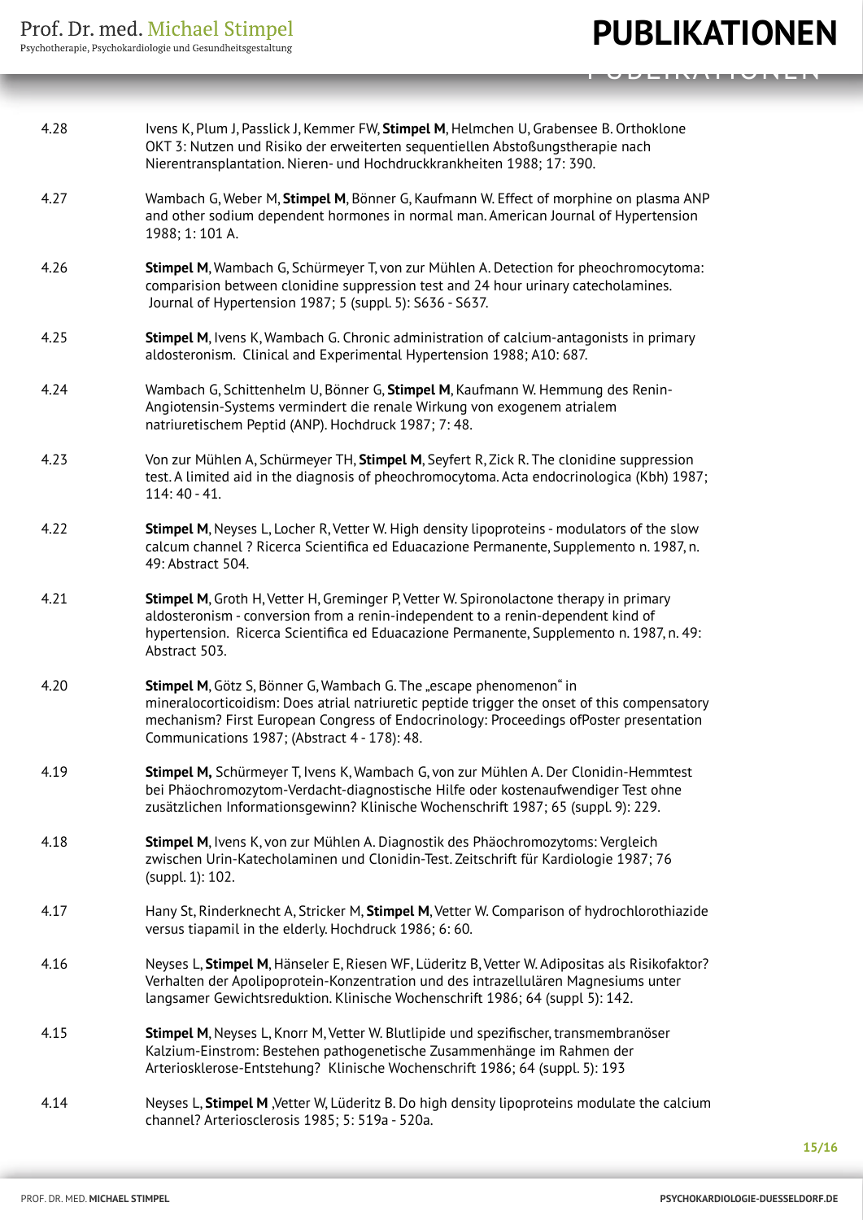4.28 Ivens K, Plum J, Passlick J, Kemmer FW, **Stimpel M**, Helmchen U, Grabensee B. Orthoklone OKT 3: Nutzen und Risiko der erweiterten sequentiellen Abstoßungstherapie nach Nierentransplantation. Nieren- und Hochdruckkrankheiten 1988; 17: 390.

4.27 Wambach G, Weber M, **Stimpel M**, Bönner G, Kaufmann W. Effect of morphine on plasma ANP and other sodium dependent hormones in normal man. American Journal of Hypertension 1988; 1: 101 A.

4.26 **Stimpel M**, Wambach G, Schürmeyer T, von zur Mühlen A. Detection for pheochromocytoma: comparision between clonidine suppression test and 24 hour urinary catecholamines. Journal of Hypertension 1987; 5 (suppl. 5): S636 - S637.

4.25 **Stimpel M**, Ivens K, Wambach G. Chronic administration of calcium-antagonists in primary aldosteronism. Clinical and Experimental Hypertension 1988; A10: 687.

4.24 Wambach G, Schittenhelm U, Bönner G, **Stimpel M**, Kaufmann W. Hemmung des Renin-Angiotensin-Systems vermindert die renale Wirkung von exogenem atrialem natriuretischem Peptid (ANP). Hochdruck 1987; 7: 48.

4.23 Von zur Mühlen A, Schürmeyer TH, **Stimpel M**, Seyfert R, Zick R. The clonidine suppression test. A limited aid in the diagnosis of pheochromocytoma. Acta endocrinologica (Kbh) 1987; 114: 40 - 41.

4.22 **Stimpel M**, Neyses L, Locher R, Vetter W. High density lipoproteins - modulators of the slow calcum channel ? Ricerca Scientifica ed Eduacazione Permanente, Supplemento n. 1987, n. 49: Abstract 504.

4.21 **Stimpel M**, Groth H, Vetter H, Greminger P, Vetter W. Spironolactone therapy in primary aldosteronism - conversion from a renin-independent to a renin-dependent kind of hypertension. Ricerca Scientifica ed Eduacazione Permanente, Supplemento n. 1987, n. 49: Abstract 503.

4.20 **Stimpel M**, Götz S, Bönner G, Wambach G. The „escape phenomenon" in mineralocorticoidism: Does atrial natriuretic peptide trigger the onset of this compensatory mechanism? First European Congress of Endocrinology: Proceedings ofPoster presentation Communications 1987; (Abstract 4 - 178): 48.

4.19 **Stimpel M,** Schürmeyer T, Ivens K, Wambach G, von zur Mühlen A. Der Clonidin-Hemmtest bei Phäochromozytom-Verdacht-diagnostische Hilfe oder kostenaufwendiger Test ohne zusätzlichen Informationsgewinn? Klinische Wochenschrift 1987; 65 (suppl. 9): 229.

4.18 **Stimpel M**, Ivens K, von zur Mühlen A. Diagnostik des Phäochromozytoms: Vergleich zwischen Urin-Katecholaminen und Clonidin-Test. Zeitschrift für Kardiologie 1987; 76 (suppl. 1): 102.

4.17 Hany St, Rinderknecht A, Stricker M, **Stimpel M**, Vetter W. Comparison of hydrochlorothiazide versus tiapamil in the elderly. Hochdruck 1986; 6: 60.

4.16 Neyses L, **Stimpel M**, Hänseler E, Riesen WF, Lüderitz B, Vetter W. Adipositas als Risikofaktor? Verhalten der Apolipoprotein-Konzentration und des intrazellulären Magnesiums unter langsamer Gewichtsreduktion. Klinische Wochenschrift 1986; 64 (suppl 5): 142.

4.15 **Stimpel M**, Neyses L, Knorr M, Vetter W. Blutlipide und spezifischer, transmembranöser Kalzium-Einstrom: Bestehen pathogenetische Zusammenhänge im Rahmen der Arteriosklerose-Entstehung? Klinische Wochenschrift 1986; 64 (suppl. 5): 193

4.14 Neyses L, **Stimpel M** ,Vetter W, Lüderitz B. Do high density lipoproteins modulate the calcium channel? Arteriosclerosis 1985; 5: 519a - 520a.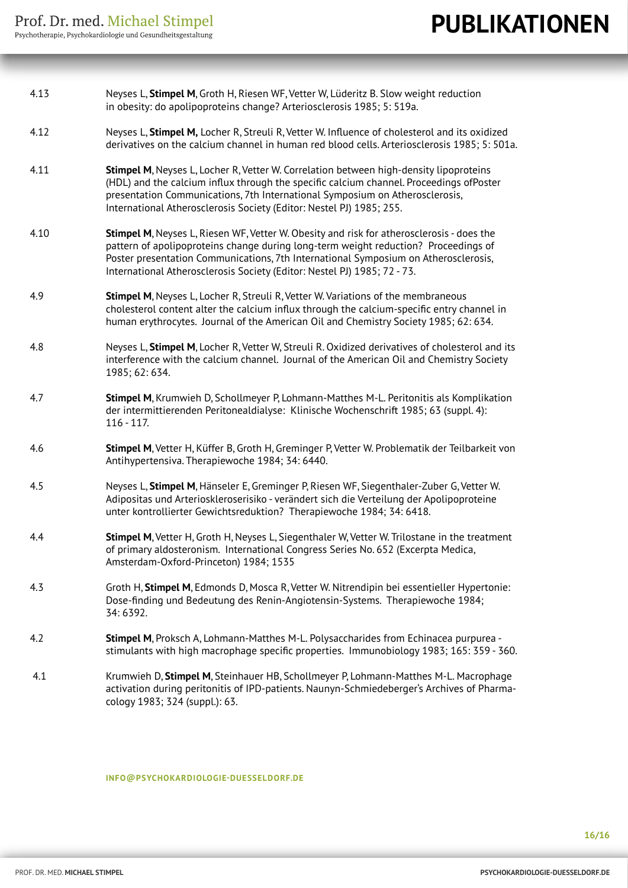4.13 Neyses L, **Stimpel M**, Groth H, Riesen WF, Vetter W, Lüderitz B. Slow weight reduction in obesity: do apolipoproteins change? Arteriosclerosis 1985; 5: 519a.

4.12 Neyses L, **Stimpel M,** Locher R, Streuli R, Vetter W. Influence of cholesterol and its oxidized derivatives on the calcium channel in human red blood cells. Arteriosclerosis 1985; 5: 501a.

4.11 **Stimpel M**, Neyses L, Locher R, Vetter W. Correlation between high-density lipoproteins (HDL) and the calcium influx through the specific calcium channel. Proceedings ofPoster presentation Communications, 7th International Symposium on Atherosclerosis, International Atherosclerosis Society (Editor: Nestel PJ) 1985; 255.

4.10 **Stimpel M**, Neyses L, Riesen WF, Vetter W. Obesity and risk for atherosclerosis - does the pattern of apolipoproteins change during long-term weight reduction? Proceedings of Poster presentation Communications, 7th International Symposium on Atherosclerosis, International Atherosclerosis Society (Editor: Nestel PJ) 1985; 72 - 73.

4.9 **Stimpel M**, Neyses L, Locher R, Streuli R, Vetter W. Variations of the membraneous cholesterol content alter the calcium influx through the calcium-specific entry channel in human erythrocytes. Journal of the American Oil and Chemistry Society 1985; 62: 634.

4.8 Neyses L, **Stimpel M**, Locher R, Vetter W, Streuli R. Oxidized derivatives of cholesterol and its interference with the calcium channel. Journal of the American Oil and Chemistry Society 1985; 62: 634.

4.7 **Stimpel M**, Krumwieh D, Schollmeyer P, Lohmann-Matthes M-L. Peritonitis als Komplikation der intermittierenden Peritonealdialyse: Klinische Wochenschrift 1985; 63 (suppl. 4): 116 - 117.

4.6 **Stimpel M**, Vetter H, Küffer B, Groth H, Greminger P, Vetter W. Problematik der Teilbarkeit von Antihypertensiva. Therapiewoche 1984; 34: 6440.

4.5 Neyses L, **Stimpel M**, Hänseler E, Greminger P, Riesen WF, Siegenthaler-Zuber G, Vetter W. Adipositas und Arterioskleroserisiko - verändert sich die Verteilung der Apolipoproteine unter kontrollierter Gewichtsreduktion? Therapiewoche 1984; 34: 6418.

4.4 **Stimpel M**, Vetter H, Groth H, Neyses L, Siegenthaler W, Vetter W. Trilostane in the treatment of primary aldosteronism. International Congress Series No. 652 (Excerpta Medica, Amsterdam-Oxford-Princeton) 1984; 1535

4.3 Groth H, **Stimpel M**, Edmonds D, Mosca R, Vetter W. Nitrendipin bei essentieller Hypertonie: Dose-finding und Bedeutung des Renin-Angiotensin-Systems. Therapiewoche 1984; 34: 6392.

4.2 **Stimpel M**, Proksch A, Lohmann-Matthes M-L. Polysaccharides from Echinacea purpurea - stimulants with high macrophage specific properties. Immunobiology 1983; 165: 359 - 360.

4.1 Krumwieh D, **Stimpel M**, Steinhauer HB, Schollmeyer P, Lohmann-Matthes M-L. Macrophage activation during peritonitis of IPD-patients. Naunyn-Schmiedeberger's Archives of Pharmacology 1983; 324 (suppl.): 63.

**INFO@PSYCHOKARDIOLOGIE-DUESSELDORF.DE**